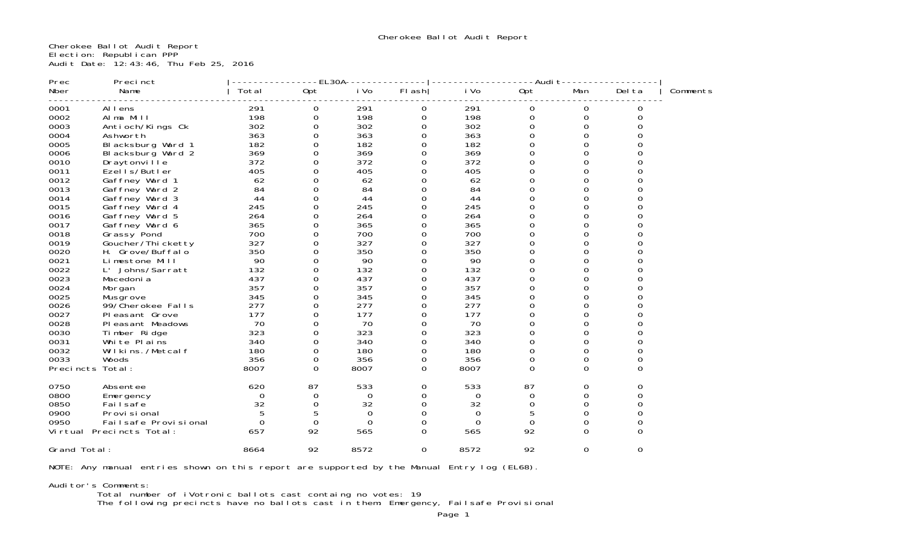# Cherokee Ballot Audit Report

Cherokee Ballot Audit Report
Election: Republican PPP
Audit Date: 12:43:46, Thu Feb 25, 2016

| Prec Nber | Precinct Name | EL30A Total | EL30A Opt | EL30A iVo | EL30A Flash | Audit iVo | Audit Opt | Audit Man | Audit Delta | Comments |
|---|---|---|---|---|---|---|---|---|---|---|
| 0001 | Allens | 291 | 0 | 291 | 0 | 291 | 0 | 0 | 0 | |
| 0002 | Alma Mill | 198 | 0 | 198 | 0 | 198 | 0 | 0 | 0 | |
| 0003 | Antioch/Kings Ck | 302 | 0 | 302 | 0 | 302 | 0 | 0 | 0 | |
| 0004 | Ashworth | 363 | 0 | 363 | 0 | 363 | 0 | 0 | 0 | |
| 0005 | Blacksburg Ward 1 | 182 | 0 | 182 | 0 | 182 | 0 | 0 | 0 | |
| 0006 | Blacksburg Ward 2 | 369 | 0 | 369 | 0 | 369 | 0 | 0 | 0 | |
| 0010 | Draytonville | 372 | 0 | 372 | 0 | 372 | 0 | 0 | 0 | |
| 0011 | Ezells/Butler | 405 | 0 | 405 | 0 | 405 | 0 | 0 | 0 | |
| 0012 | Gaffney Ward 1 | 62 | 0 | 62 | 0 | 62 | 0 | 0 | 0 | |
| 0013 | Gaffney Ward 2 | 84 | 0 | 84 | 0 | 84 | 0 | 0 | 0 | |
| 0014 | Gaffney Ward 3 | 44 | 0 | 44 | 0 | 44 | 0 | 0 | 0 | |
| 0015 | Gaffney Ward 4 | 245 | 0 | 245 | 0 | 245 | 0 | 0 | 0 | |
| 0016 | Gaffney Ward 5 | 264 | 0 | 264 | 0 | 264 | 0 | 0 | 0 | |
| 0017 | Gaffney Ward 6 | 365 | 0 | 365 | 0 | 365 | 0 | 0 | 0 | |
| 0018 | Grassy Pond | 700 | 0 | 700 | 0 | 700 | 0 | 0 | 0 | |
| 0019 | Goucher/Thicketty | 327 | 0 | 327 | 0 | 327 | 0 | 0 | 0 | |
| 0020 | H. Grove/Buffalo | 350 | 0 | 350 | 0 | 350 | 0 | 0 | 0 | |
| 0021 | Limestone Mill | 90 | 0 | 90 | 0 | 90 | 0 | 0 | 0 | |
| 0022 | L' Johns/Sarratt | 132 | 0 | 132 | 0 | 132 | 0 | 0 | 0 | |
| 0023 | Macedonia | 437 | 0 | 437 | 0 | 437 | 0 | 0 | 0 | |
| 0024 | Morgan | 357 | 0 | 357 | 0 | 357 | 0 | 0 | 0 | |
| 0025 | Musgrove | 345 | 0 | 345 | 0 | 345 | 0 | 0 | 0 | |
| 0026 | 99/Cherokee Falls | 277 | 0 | 277 | 0 | 277 | 0 | 0 | 0 | |
| 0027 | Pleasant Grove | 177 | 0 | 177 | 0 | 177 | 0 | 0 | 0 | |
| 0028 | Pleasant Meadows | 70 | 0 | 70 | 0 | 70 | 0 | 0 | 0 | |
| 0030 | Timber Ridge | 323 | 0 | 323 | 0 | 323 | 0 | 0 | 0 | |
| 0031 | White Plains | 340 | 0 | 340 | 0 | 340 | 0 | 0 | 0 | |
| 0032 | Wilkins./Metcalf | 180 | 0 | 180 | 0 | 180 | 0 | 0 | 0 | |
| 0033 | Woods | 356 | 0 | 356 | 0 | 356 | 0 | 0 | 0 | |
| Precincts Total: | | 8007 | 0 | 8007 | 0 | 8007 | 0 | 0 | 0 | |
| 0750 | Absentee | 620 | 87 | 533 | 0 | 533 | 87 | 0 | 0 | |
| 0800 | Emergency | 0 | 0 | 0 | 0 | 0 | 0 | 0 | 0 | |
| 0850 | Failsafe | 32 | 0 | 32 | 0 | 32 | 0 | 0 | 0 | |
| 0900 | Provisional | 5 | 5 | 0 | 0 | 0 | 5 | 0 | 0 | |
| 0950 | Failsafe Provisional | 0 | 0 | 0 | 0 | 0 | 0 | 0 | 0 | |
| Virtual Precincts Total: | | 657 | 92 | 565 | 0 | 565 | 92 | 0 | 0 | |
| Grand Total: | | 8664 | 92 | 8572 | 0 | 8572 | 92 | 0 | 0 | |

NOTE: Any manual entries shown on this report are supported by the Manual Entry log (EL68).

Auditor's Comments:
Total number of iVotronic ballots cast containg no votes: 19
The following precincts have no ballots cast in them: Emergency, Failsafe Provisional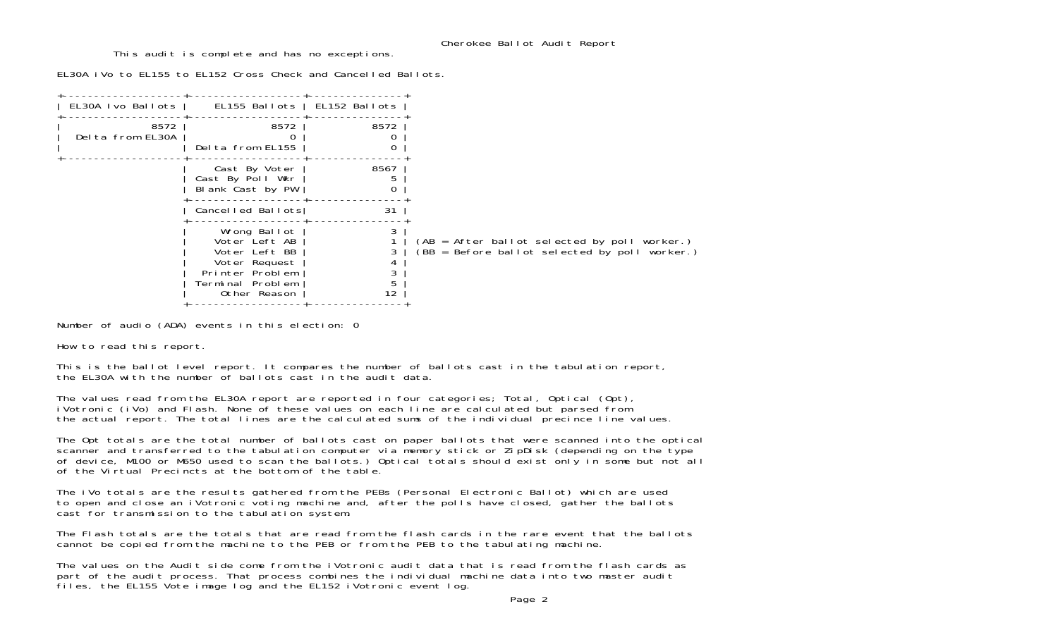Cherokee Ballot Audit Report

This audit is complete and has no exceptions.

EL30A iVo to EL155 to EL152 Cross Check and Cancelled Ballots.

| EL30A Ivo Ballots | EL155 Ballots | EL152 Ballots |
|---|---|---|
| 8572 | 8572 | 8572 |
| Delta from EL30A | 0 | 0 |
| | Delta from EL155 | 0 |
| | Cast By Voter | 8567 |
| | Cast By Poll Wkr | 5 |
| | Blank Cast by PW | 0 |
| | Cancelled Ballots | 31 |
| | Wrong Ballot | 3 |
| | Voter Left AB | 1 |
| | Voter Left BB | 3 |
| | Voter Request | 4 |
| | Printer Problem | 3 |
| | Terminal Problem | 5 |
| | Other Reason | 12 |

(AB = After ballot selected by poll worker.)
(BB = Before ballot selected by poll worker.)

Number of audio (ADA) events in this election: 0

How to read this report.

This is the ballot level report. It compares the number of ballots cast in the tabulation report, the EL30A with the number of ballots cast in the audit data.

The values read from the EL30A report are reported in four categories; Total, Optical (Opt), iVotronic (iVo) and Flash. None of these values on each line are calculated but parsed from the actual report. The total lines are the calculated sums of the individual precince line values.

The Opt totals are the total number of ballots cast on paper ballots that were scanned into the optical scanner and transferred to the tabulation computer via memory stick or ZipDisk (depending on the type of device, M100 or M650 used to scan the ballots.) Optical totals should exist only in some but not all of the Virtual Precincts at the bottom of the table.

The iVo totals are the results gathered from the PEBs (Personal Electronic Ballot) which are used to open and close an iVotronic voting machine and, after the polls have closed, gather the ballots cast for transmission to the tabulation system.

The Flash totals are the totals that are read from the flash cards in the rare event that the ballots cannot be copied from the machine to the PEB or from the PEB to the tabulating machine.

The values on the Audit side come from the iVotronic audit data that is read from the flash cards as part of the audit process. That process combines the individual machine data into two master audit files, the EL155 Vote image log and the EL152 iVotronic event log.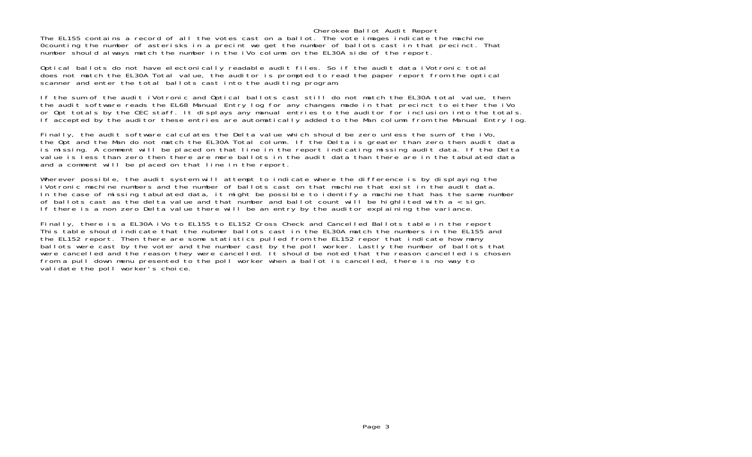# Cherokee Ballot Audit Report

The EL155 contains a record of all the votes cast on a ballot. The vote images indicate the machine 0counting the number of asterisks in a precint we get the number of ballots cast in that precinct. That number should always match the number in the iVo column on the EL30A side of the report.

Optical ballots do not have electonically readable audit files. So if the audit data iVotronic total does not match the EL30A Total value, the auditor is prompted to read the paper report from the optical scanner and enter the total ballots cast into the auditing program.

If the sum of the audit iVotronic and Optical ballots cast still do not match the EL30A total value, then the audit software reads the EL68 Manual Entry log for any changes made in that precinct to either the iVo or Opt totals by the CEC staff. It displays any manual entries to the auditor for inclusion into the totals. If accepted by the auditor these entries are automatically added to the Man column from the Manual Entry log.

Finally, the audit software calculates the Delta value which should be zero unless the sum of the iVo, the Opt and the Man do not match the EL30A Total column. If the Delta is greater than zero then audit data is missing. A comment will be placed on that line in the report indicating missing audit data. If the Delta value is less than zero then there are more ballots in the audit data than there are in the tabulated data and a comment will be placed on that line in the report.

Wherever possible, the audit system will attempt to indicate where the difference is by displaying the iVotronic machine numbers and the number of ballots cast on that machine that exist in the audit data. In the case of missing tabulated data, it might be possible to identify a machine that has the same number of ballots cast as the delta value and that number and ballot count will be highlited with a < sign. If there is a non zero Delta value there will be an entry by the auditor explaining the variance.

Finally, there is a EL30A iVo to EL155 to EL152 Cross Check and Cancelled Ballots table in the report This table should indicate that the nubmer ballots cast in the EL30A match the numbers in the EL155 and the EL152 report. Then there are some statistics pulled from the EL152 repor that indicate how many ballots were cast by the voter and the number cast by the poll worker. Lastly the number of ballots that were cancelled and the reason they were cancelled. It should be noted that the reason cancelled is chosen from a pull down menu presented to the poll worker when a ballot is cancelled, there is no way to validate the poll worker's choice.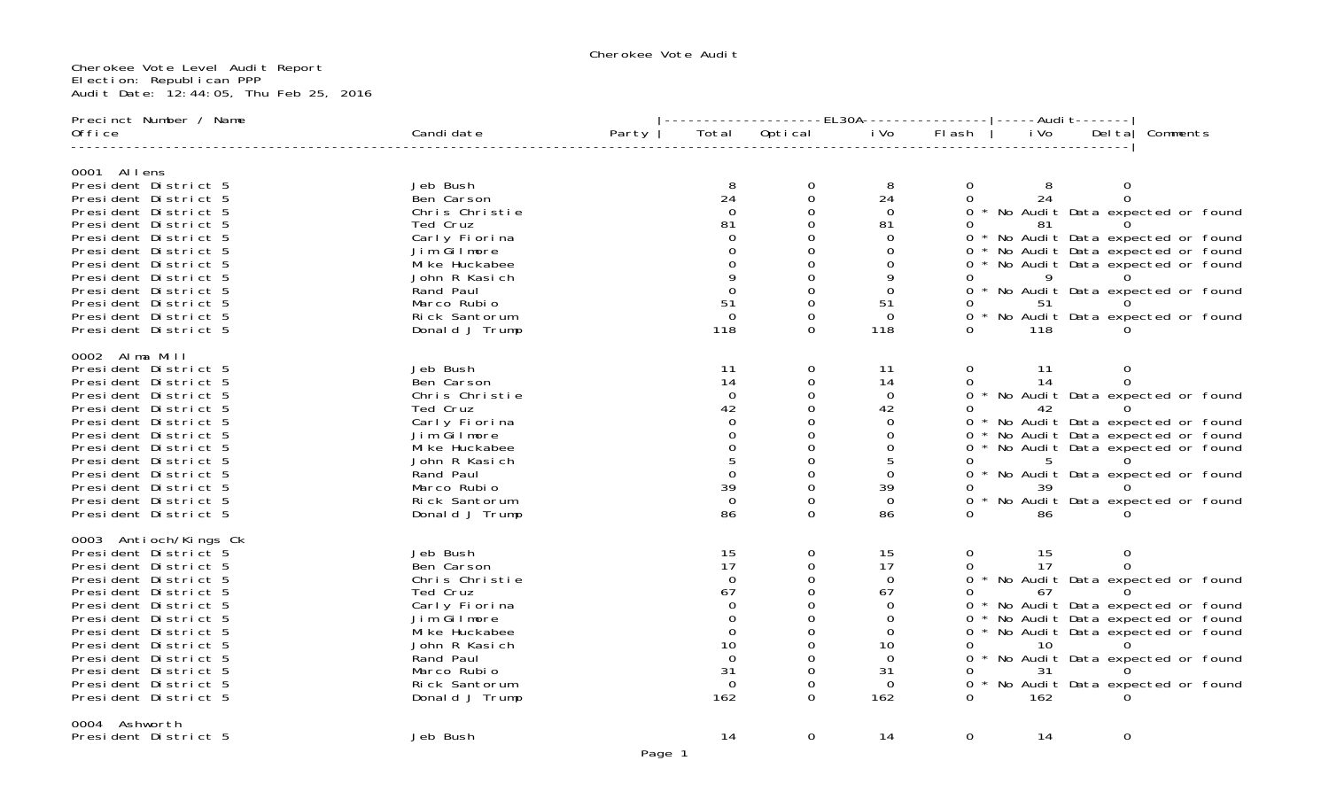Cherokee Vote Audit

Cherokee Vote Level Audit Report
Election: Republican PPP
Audit Date: 12:44:05, Thu Feb 25, 2016

| Precinct Number / Name Office | Candidate | Party | EL30A Total | EL30A Optical | EL30A iVo | EL30A Flash | Audit iVo | Audit Delta | Comments |
|---|---|---|---|---|---|---|---|---|---|
| **0001 Allens** | | | | | | | | | |
| President District 5 | Jeb Bush | | 8 | 0 | 8 | 0 | 8 | 0 | |
| President District 5 | Ben Carson | | 24 | 0 | 24 | 0 | 24 | 0 | |
| President District 5 | Chris Christie | | 0 | 0 | 0 | 0 | | | * No Audit Data expected or found |
| President District 5 | Ted Cruz | | 81 | 0 | 81 | 0 | 81 | 0 | |
| President District 5 | Carly Fiorina | | 0 | 0 | 0 | 0 | | | * No Audit Data expected or found |
| President District 5 | Jim Gilmore | | 0 | 0 | 0 | 0 | | | * No Audit Data expected or found |
| President District 5 | Mike Huckabee | | 0 | 0 | 0 | 0 | | | * No Audit Data expected or found |
| President District 5 | John R Kasich | | 9 | 0 | 9 | 0 | 9 | 0 | |
| President District 5 | Rand Paul | | 0 | 0 | 0 | 0 | | | * No Audit Data expected or found |
| President District 5 | Marco Rubio | | 51 | 0 | 51 | 0 | 51 | 0 | |
| President District 5 | Rick Santorum | | 0 | 0 | 0 | 0 | | | * No Audit Data expected or found |
| President District 5 | Donald J Trump | | 118 | 0 | 118 | 0 | 118 | 0 | |
| **0002 Alma Mill** | | | | | | | | | |
| President District 5 | Jeb Bush | | 11 | 0 | 11 | 0 | 11 | 0 | |
| President District 5 | Ben Carson | | 14 | 0 | 14 | 0 | 14 | 0 | |
| President District 5 | Chris Christie | | 0 | 0 | 0 | 0 | | | * No Audit Data expected or found |
| President District 5 | Ted Cruz | | 42 | 0 | 42 | 0 | 42 | 0 | |
| President District 5 | Carly Fiorina | | 0 | 0 | 0 | 0 | | | * No Audit Data expected or found |
| President District 5 | Jim Gilmore | | 0 | 0 | 0 | 0 | | | * No Audit Data expected or found |
| President District 5 | Mike Huckabee | | 0 | 0 | 0 | 0 | | | * No Audit Data expected or found |
| President District 5 | John R Kasich | | 5 | 0 | 5 | 0 | 5 | 0 | |
| President District 5 | Rand Paul | | 0 | 0 | 0 | 0 | | | * No Audit Data expected or found |
| President District 5 | Marco Rubio | | 39 | 0 | 39 | 0 | 39 | 0 | |
| President District 5 | Rick Santorum | | 0 | 0 | 0 | 0 | | | * No Audit Data expected or found |
| President District 5 | Donald J Trump | | 86 | 0 | 86 | 0 | 86 | 0 | |
| **0003 Antioch/Kings Ck** | | | | | | | | | |
| President District 5 | Jeb Bush | | 15 | 0 | 15 | 0 | 15 | 0 | |
| President District 5 | Ben Carson | | 17 | 0 | 17 | 0 | 17 | 0 | |
| President District 5 | Chris Christie | | 0 | 0 | 0 | 0 | | | * No Audit Data expected or found |
| President District 5 | Ted Cruz | | 67 | 0 | 67 | 0 | 67 | 0 | |
| President District 5 | Carly Fiorina | | 0 | 0 | 0 | 0 | | | * No Audit Data expected or found |
| President District 5 | Jim Gilmore | | 0 | 0 | 0 | 0 | | | * No Audit Data expected or found |
| President District 5 | Mike Huckabee | | 0 | 0 | 0 | 0 | | | * No Audit Data expected or found |
| President District 5 | John R Kasich | | 10 | 0 | 10 | 0 | 10 | 0 | |
| President District 5 | Rand Paul | | 0 | 0 | 0 | 0 | | | * No Audit Data expected or found |
| President District 5 | Marco Rubio | | 31 | 0 | 31 | 0 | 31 | 0 | |
| President District 5 | Rick Santorum | | 0 | 0 | 0 | 0 | | | * No Audit Data expected or found |
| President District 5 | Donald J Trump | | 162 | 0 | 162 | 0 | 162 | 0 | |
| **0004 Ashworth** | | | | | | | | | |
| President District 5 | Jeb Bush | | 14 | 0 | 14 | 0 | 14 | 0 | |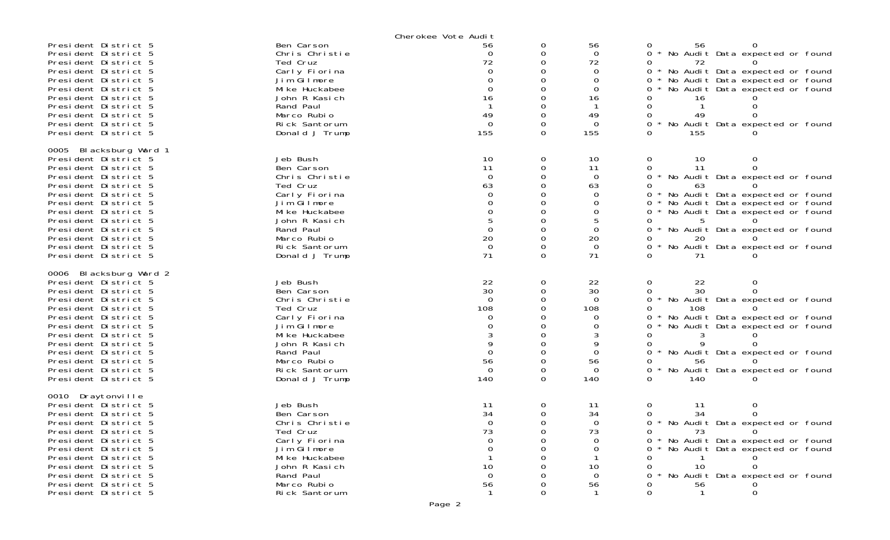Cherokee Vote Audit

| Contest | Candidate | | | | | | |
|---|---|---|---|---|---|---|---|
| President District 5 | Ben Carson | 56 | 0 | 56 | 0 | 56 | 0 |
| President District 5 | Chris Christie | 0 | 0 | 0 | 0 * No Audit Data expected or found | | |
| President District 5 | Ted Cruz | 72 | 0 | 72 | 0 | 72 | 0 |
| President District 5 | Carly Fiorina | 0 | 0 | 0 | 0 * No Audit Data expected or found | | |
| President District 5 | Jim Gilmore | 0 | 0 | 0 | 0 * No Audit Data expected or found | | |
| President District 5 | Mike Huckabee | 0 | 0 | 0 | 0 * No Audit Data expected or found | | |
| President District 5 | John R Kasich | 16 | 0 | 16 | 0 | 16 | 0 |
| President District 5 | Rand Paul | 1 | 0 | 1 | 0 | 1 | 0 |
| President District 5 | Marco Rubio | 49 | 0 | 49 | 0 | 49 | 0 |
| President District 5 | Rick Santorum | 0 | 0 | 0 | 0 * No Audit Data expected or found | | |
| President District 5 | Donald J Trump | 155 | 0 | 155 | 0 | 155 | 0 |

0005 Blacksburg Ward 1

| Contest | Candidate | | | | | | |
|---|---|---|---|---|---|---|---|
| President District 5 | Jeb Bush | 10 | 0 | 10 | 0 | 10 | 0 |
| President District 5 | Ben Carson | 11 | 0 | 11 | 0 | 11 | 0 |
| President District 5 | Chris Christie | 0 | 0 | 0 | 0 * No Audit Data expected or found | | |
| President District 5 | Ted Cruz | 63 | 0 | 63 | 0 | 63 | 0 |
| President District 5 | Carly Fiorina | 0 | 0 | 0 | 0 * No Audit Data expected or found | | |
| President District 5 | Jim Gilmore | 0 | 0 | 0 | 0 * No Audit Data expected or found | | |
| President District 5 | Mike Huckabee | 0 | 0 | 0 | 0 * No Audit Data expected or found | | |
| President District 5 | John R Kasich | 5 | 0 | 5 | 0 | 5 | 0 |
| President District 5 | Rand Paul | 0 | 0 | 0 | 0 * No Audit Data expected or found | | |
| President District 5 | Marco Rubio | 20 | 0 | 20 | 0 | 20 | 0 |
| President District 5 | Rick Santorum | 0 | 0 | 0 | 0 * No Audit Data expected or found | | |
| President District 5 | Donald J Trump | 71 | 0 | 71 | 0 | 71 | 0 |

0006 Blacksburg Ward 2

| Contest | Candidate | | | | | | |
|---|---|---|---|---|---|---|---|
| President District 5 | Jeb Bush | 22 | 0 | 22 | 0 | 22 | 0 |
| President District 5 | Ben Carson | 30 | 0 | 30 | 0 | 30 | 0 |
| President District 5 | Chris Christie | 0 | 0 | 0 | 0 * No Audit Data expected or found | | |
| President District 5 | Ted Cruz | 108 | 0 | 108 | 0 | 108 | 0 |
| President District 5 | Carly Fiorina | 0 | 0 | 0 | 0 * No Audit Data expected or found | | |
| President District 5 | Jim Gilmore | 0 | 0 | 0 | 0 * No Audit Data expected or found | | |
| President District 5 | Mike Huckabee | 3 | 0 | 3 | 0 | 3 | 0 |
| President District 5 | John R Kasich | 9 | 0 | 9 | 0 | 9 | 0 |
| President District 5 | Rand Paul | 0 | 0 | 0 | 0 * No Audit Data expected or found | | |
| President District 5 | Marco Rubio | 56 | 0 | 56 | 0 | 56 | 0 |
| President District 5 | Rick Santorum | 0 | 0 | 0 | 0 * No Audit Data expected or found | | |
| President District 5 | Donald J Trump | 140 | 0 | 140 | 0 | 140 | 0 |

0010 Draytonville

| Contest | Candidate | | | | | | |
|---|---|---|---|---|---|---|---|
| President District 5 | Jeb Bush | 11 | 0 | 11 | 0 | 11 | 0 |
| President District 5 | Ben Carson | 34 | 0 | 34 | 0 | 34 | 0 |
| President District 5 | Chris Christie | 0 | 0 | 0 | 0 * No Audit Data expected or found | | |
| President District 5 | Ted Cruz | 73 | 0 | 73 | 0 | 73 | 0 |
| President District 5 | Carly Fiorina | 0 | 0 | 0 | 0 * No Audit Data expected or found | | |
| President District 5 | Jim Gilmore | 0 | 0 | 0 | 0 * No Audit Data expected or found | | |
| President District 5 | Mike Huckabee | 1 | 0 | 1 | 0 | 1 | 0 |
| President District 5 | John R Kasich | 10 | 0 | 10 | 0 | 10 | 0 |
| President District 5 | Rand Paul | 0 | 0 | 0 | 0 * No Audit Data expected or found | | |
| President District 5 | Marco Rubio | 56 | 0 | 56 | 0 | 56 | 0 |
| President District 5 | Rick Santorum | 1 | 0 | 1 | 0 | 1 | 0 |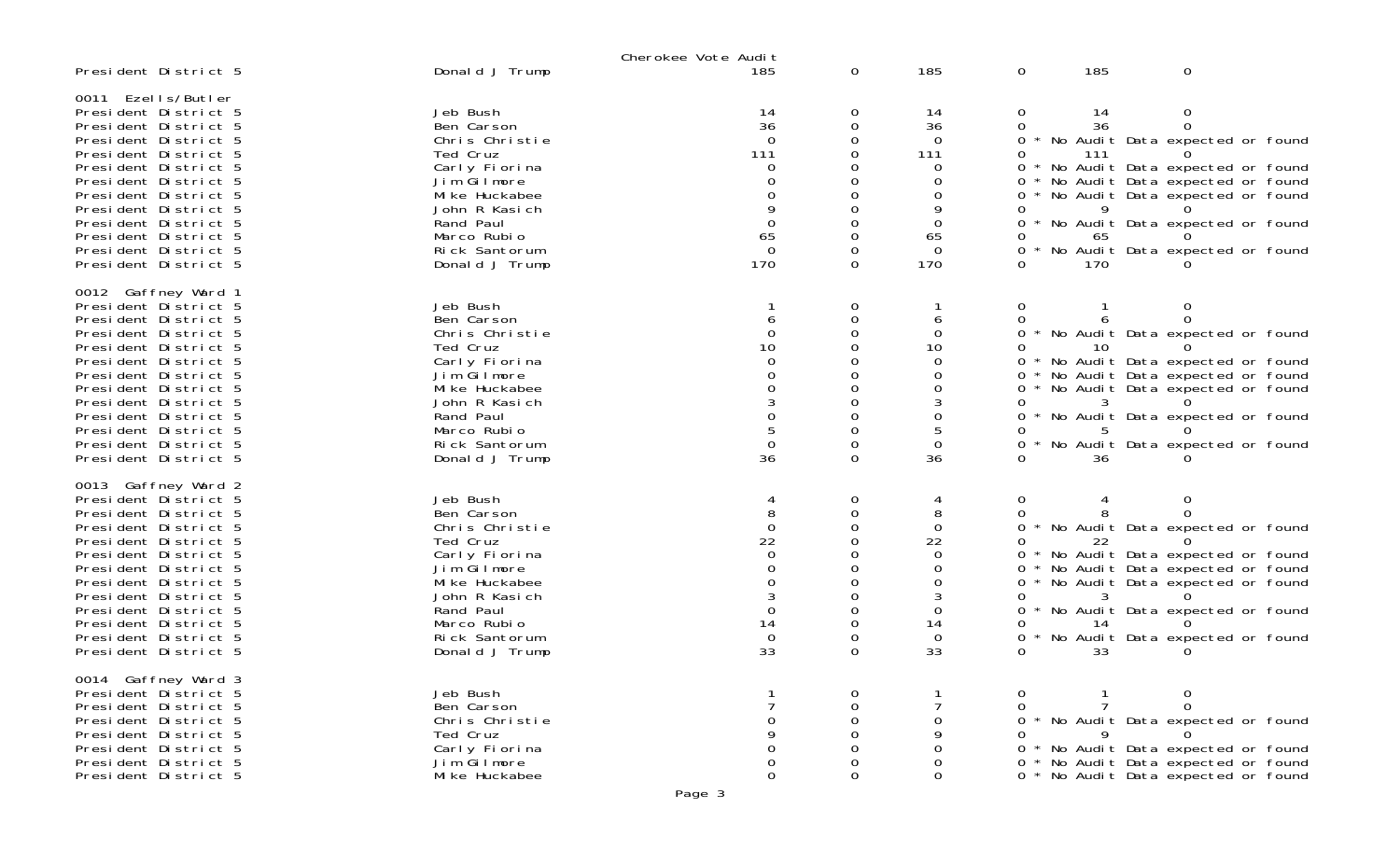Cherokee Vote Audit

| | | | | | | | |
|---|---|---|---|---|---|---|---|
| President District 5 | Donald J Trump | 185 | 0 | 185 | 0 | 185 | 0 |

**0011 Ezells/Butler**

| | | | | | | | |
|---|---|---|---|---|---|---|---|
| President District 5 | Jeb Bush | 14 | 0 | 14 | 0 | 14 | 0 |
| President District 5 | Ben Carson | 36 | 0 | 36 | 0 | 36 | 0 |
| President District 5 | Chris Christie | 0 | 0 | 0 | 0 * No Audit Data expected or found | | |
| President District 5 | Ted Cruz | 111 | 0 | 111 | 0 | 111 | 0 |
| President District 5 | Carly Fiorina | 0 | 0 | 0 | 0 * No Audit Data expected or found | | |
| President District 5 | Jim Gilmore | 0 | 0 | 0 | 0 * No Audit Data expected or found | | |
| President District 5 | Mike Huckabee | 0 | 0 | 0 | 0 * No Audit Data expected or found | | |
| President District 5 | John R Kasich | 9 | 0 | 9 | 0 | 9 | 0 |
| President District 5 | Rand Paul | 0 | 0 | 0 | 0 * No Audit Data expected or found | | |
| President District 5 | Marco Rubio | 65 | 0 | 65 | 0 | 65 | 0 |
| President District 5 | Rick Santorum | 0 | 0 | 0 | 0 * No Audit Data expected or found | | |
| President District 5 | Donald J Trump | 170 | 0 | 170 | 0 | 170 | 0 |

**0012 Gaffney Ward 1**

| | | | | | | | |
|---|---|---|---|---|---|---|---|
| President District 5 | Jeb Bush | 1 | 0 | 1 | 0 | 1 | 0 |
| President District 5 | Ben Carson | 6 | 0 | 6 | 0 | 6 | 0 |
| President District 5 | Chris Christie | 0 | 0 | 0 | 0 * No Audit Data expected or found | | |
| President District 5 | Ted Cruz | 10 | 0 | 10 | 0 | 10 | 0 |
| President District 5 | Carly Fiorina | 0 | 0 | 0 | 0 * No Audit Data expected or found | | |
| President District 5 | Jim Gilmore | 0 | 0 | 0 | 0 * No Audit Data expected or found | | |
| President District 5 | Mike Huckabee | 0 | 0 | 0 | 0 * No Audit Data expected or found | | |
| President District 5 | John R Kasich | 3 | 0 | 3 | 0 | 3 | 0 |
| President District 5 | Rand Paul | 0 | 0 | 0 | 0 * No Audit Data expected or found | | |
| President District 5 | Marco Rubio | 5 | 0 | 5 | 0 | 5 | 0 |
| President District 5 | Rick Santorum | 0 | 0 | 0 | 0 * No Audit Data expected or found | | |
| President District 5 | Donald J Trump | 36 | 0 | 36 | 0 | 36 | 0 |

**0013 Gaffney Ward 2**

| | | | | | | | |
|---|---|---|---|---|---|---|---|
| President District 5 | Jeb Bush | 4 | 0 | 4 | 0 | 4 | 0 |
| President District 5 | Ben Carson | 8 | 0 | 8 | 0 | 8 | 0 |
| President District 5 | Chris Christie | 0 | 0 | 0 | 0 * No Audit Data expected or found | | |
| President District 5 | Ted Cruz | 22 | 0 | 22 | 0 | 22 | 0 |
| President District 5 | Carly Fiorina | 0 | 0 | 0 | 0 * No Audit Data expected or found | | |
| President District 5 | Jim Gilmore | 0 | 0 | 0 | 0 * No Audit Data expected or found | | |
| President District 5 | Mike Huckabee | 0 | 0 | 0 | 0 * No Audit Data expected or found | | |
| President District 5 | John R Kasich | 3 | 0 | 3 | 0 | 3 | 0 |
| President District 5 | Rand Paul | 0 | 0 | 0 | 0 * No Audit Data expected or found | | |
| President District 5 | Marco Rubio | 14 | 0 | 14 | 0 | 14 | 0 |
| President District 5 | Rick Santorum | 0 | 0 | 0 | 0 * No Audit Data expected or found | | |
| President District 5 | Donald J Trump | 33 | 0 | 33 | 0 | 33 | 0 |

**0014 Gaffney Ward 3**

| | | | | | | | |
|---|---|---|---|---|---|---|---|
| President District 5 | Jeb Bush | 1 | 0 | 1 | 0 | 1 | 0 |
| President District 5 | Ben Carson | 7 | 0 | 7 | 0 | 7 | 0 |
| President District 5 | Chris Christie | 0 | 0 | 0 | 0 * No Audit Data expected or found | | |
| President District 5 | Ted Cruz | 9 | 0 | 9 | 0 | 9 | 0 |
| President District 5 | Carly Fiorina | 0 | 0 | 0 | 0 * No Audit Data expected or found | | |
| President District 5 | Jim Gilmore | 0 | 0 | 0 | 0 * No Audit Data expected or found | | |
| President District 5 | Mike Huckabee | 0 | 0 | 0 | 0 * No Audit Data expected or found | | |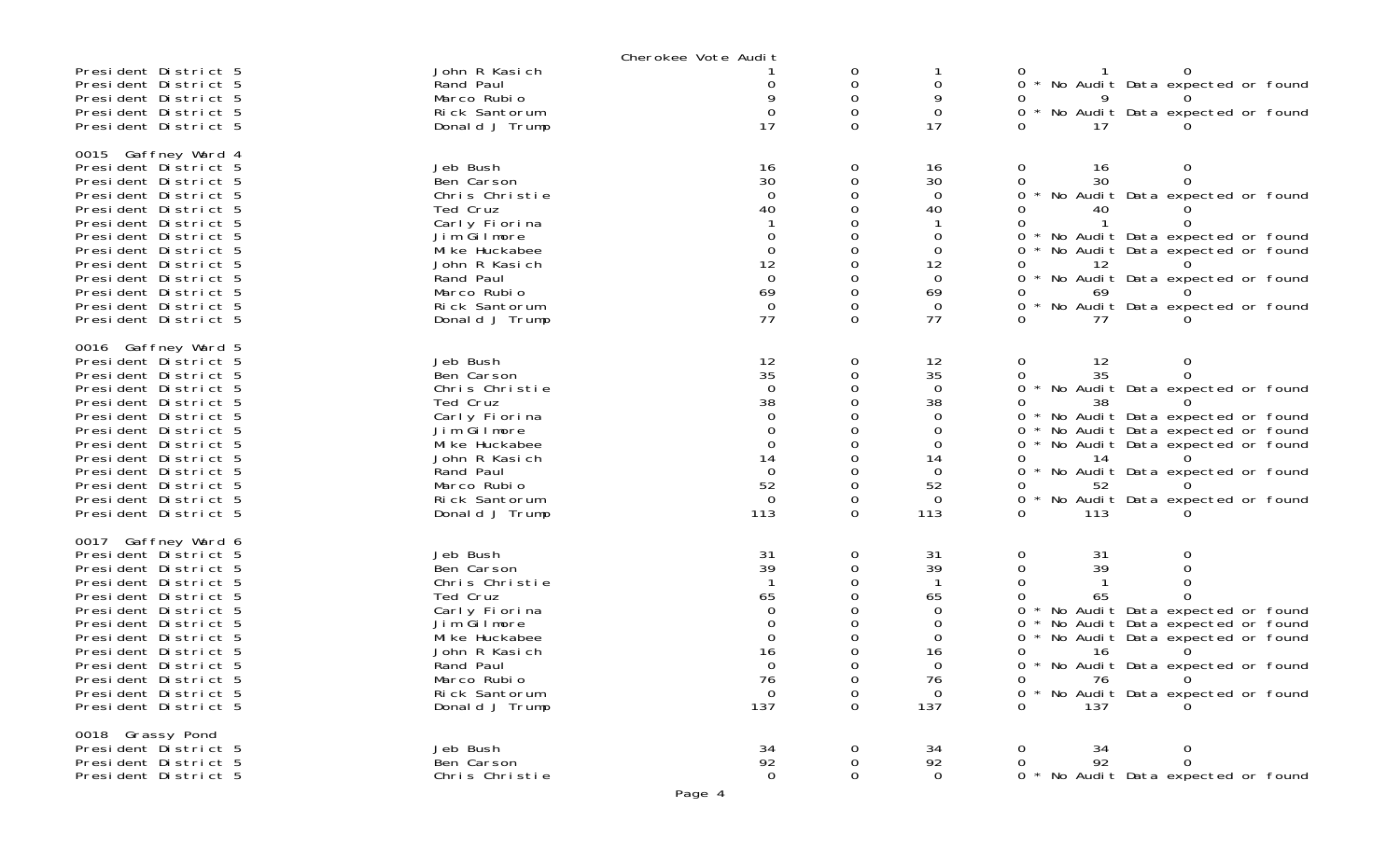Cherokee Vote Audit

| | | | | | | | |
|---|---|---|---|---|---|---|---|
| President District 5 | John R Kasich | 1 | 0 | 1 | 0 | 1 | 0 |
| President District 5 | Rand Paul | 0 | 0 | 0 | 0 * No Audit Data expected or found | | |
| President District 5 | Marco Rubio | 9 | 0 | 9 | 0 | 9 | 0 |
| President District 5 | Rick Santorum | 0 | 0 | 0 | 0 * No Audit Data expected or found | | |
| President District 5 | Donald J Trump | 17 | 0 | 17 | 0 | 17 | 0 |

0015 Gaffney Ward 4

| | | | | | | | |
|---|---|---|---|---|---|---|---|
| President District 5 | Jeb Bush | 16 | 0 | 16 | 0 | 16 | 0 |
| President District 5 | Ben Carson | 30 | 0 | 30 | 0 | 30 | 0 |
| President District 5 | Chris Christie | 0 | 0 | 0 | 0 * No Audit Data expected or found | | |
| President District 5 | Ted Cruz | 40 | 0 | 40 | 0 | 40 | 0 |
| President District 5 | Carly Fiorina | 1 | 0 | 1 | 0 | 1 | 0 |
| President District 5 | Jim Gilmore | 0 | 0 | 0 | 0 * No Audit Data expected or found | | |
| President District 5 | Mike Huckabee | 0 | 0 | 0 | 0 * No Audit Data expected or found | | |
| President District 5 | John R Kasich | 12 | 0 | 12 | 0 | 12 | 0 |
| President District 5 | Rand Paul | 0 | 0 | 0 | 0 * No Audit Data expected or found | | |
| President District 5 | Marco Rubio | 69 | 0 | 69 | 0 | 69 | 0 |
| President District 5 | Rick Santorum | 0 | 0 | 0 | 0 * No Audit Data expected or found | | |
| President District 5 | Donald J Trump | 77 | 0 | 77 | 0 | 77 | 0 |

0016 Gaffney Ward 5

| | | | | | | | |
|---|---|---|---|---|---|---|---|
| President District 5 | Jeb Bush | 12 | 0 | 12 | 0 | 12 | 0 |
| President District 5 | Ben Carson | 35 | 0 | 35 | 0 | 35 | 0 |
| President District 5 | Chris Christie | 0 | 0 | 0 | 0 * No Audit Data expected or found | | |
| President District 5 | Ted Cruz | 38 | 0 | 38 | 0 | 38 | 0 |
| President District 5 | Carly Fiorina | 0 | 0 | 0 | 0 * No Audit Data expected or found | | |
| President District 5 | Jim Gilmore | 0 | 0 | 0 | 0 * No Audit Data expected or found | | |
| President District 5 | Mike Huckabee | 0 | 0 | 0 | 0 * No Audit Data expected or found | | |
| President District 5 | John R Kasich | 14 | 0 | 14 | 0 | 14 | 0 |
| President District 5 | Rand Paul | 0 | 0 | 0 | 0 * No Audit Data expected or found | | |
| President District 5 | Marco Rubio | 52 | 0 | 52 | 0 | 52 | 0 |
| President District 5 | Rick Santorum | 0 | 0 | 0 | 0 * No Audit Data expected or found | | |
| President District 5 | Donald J Trump | 113 | 0 | 113 | 0 | 113 | 0 |

0017 Gaffney Ward 6

| | | | | | | | |
|---|---|---|---|---|---|---|---|
| President District 5 | Jeb Bush | 31 | 0 | 31 | 0 | 31 | 0 |
| President District 5 | Ben Carson | 39 | 0 | 39 | 0 | 39 | 0 |
| President District 5 | Chris Christie | 1 | 0 | 1 | 0 | 1 | 0 |
| President District 5 | Ted Cruz | 65 | 0 | 65 | 0 | 65 | 0 |
| President District 5 | Carly Fiorina | 0 | 0 | 0 | 0 * No Audit Data expected or found | | |
| President District 5 | Jim Gilmore | 0 | 0 | 0 | 0 * No Audit Data expected or found | | |
| President District 5 | Mike Huckabee | 0 | 0 | 0 | 0 * No Audit Data expected or found | | |
| President District 5 | John R Kasich | 16 | 0 | 16 | 0 | 16 | 0 |
| President District 5 | Rand Paul | 0 | 0 | 0 | 0 * No Audit Data expected or found | | |
| President District 5 | Marco Rubio | 76 | 0 | 76 | 0 | 76 | 0 |
| President District 5 | Rick Santorum | 0 | 0 | 0 | 0 * No Audit Data expected or found | | |
| President District 5 | Donald J Trump | 137 | 0 | 137 | 0 | 137 | 0 |

0018 Grassy Pond

| | | | | | | | |
|---|---|---|---|---|---|---|---|
| President District 5 | Jeb Bush | 34 | 0 | 34 | 0 | 34 | 0 |
| President District 5 | Ben Carson | 92 | 0 | 92 | 0 | 92 | 0 |
| President District 5 | Chris Christie | 0 | 0 | 0 | 0 * No Audit Data expected or found | | |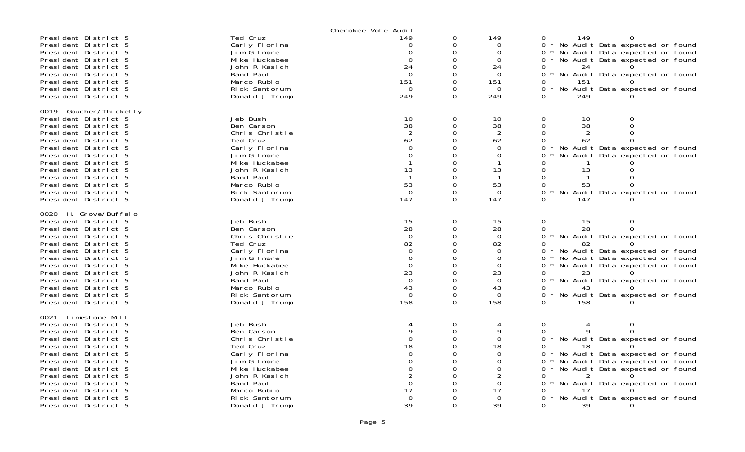Cherokee Vote Audit

| Contest | Candidate | | | | | | |
|---|---|---|---|---|---|---|---|
| President District 5 | Ted Cruz | 149 | 0 | 149 | 0 | 149 | 0 |
| President District 5 | Carly Fiorina | 0 | 0 | 0 | 0 * | No Audit Data expected or found | |
| President District 5 | Jim Gilmore | 0 | 0 | 0 | 0 * | No Audit Data expected or found | |
| President District 5 | Mike Huckabee | 0 | 0 | 0 | 0 * | No Audit Data expected or found | |
| President District 5 | John R Kasich | 24 | 0 | 24 | 0 | 24 | 0 |
| President District 5 | Rand Paul | 0 | 0 | 0 | 0 * | No Audit Data expected or found | |
| President District 5 | Marco Rubio | 151 | 0 | 151 | 0 | 151 | 0 |
| President District 5 | Rick Santorum | 0 | 0 | 0 | 0 * | No Audit Data expected or found | |
| President District 5 | Donald J Trump | 249 | 0 | 249 | 0 | 249 | 0 |
| **0019 Goucher/Thicketty** | | | | | | | |
| President District 5 | Jeb Bush | 10 | 0 | 10 | 0 | 10 | 0 |
| President District 5 | Ben Carson | 38 | 0 | 38 | 0 | 38 | 0 |
| President District 5 | Chris Christie | 2 | 0 | 2 | 0 | 2 | 0 |
| President District 5 | Ted Cruz | 62 | 0 | 62 | 0 | 62 | 0 |
| President District 5 | Carly Fiorina | 0 | 0 | 0 | 0 * | No Audit Data expected or found | |
| President District 5 | Jim Gilmore | 0 | 0 | 0 | 0 * | No Audit Data expected or found | |
| President District 5 | Mike Huckabee | 1 | 0 | 1 | 0 | 1 | 0 |
| President District 5 | John R Kasich | 13 | 0 | 13 | 0 | 13 | 0 |
| President District 5 | Rand Paul | 1 | 0 | 1 | 0 | 1 | 0 |
| President District 5 | Marco Rubio | 53 | 0 | 53 | 0 | 53 | 0 |
| President District 5 | Rick Santorum | 0 | 0 | 0 | 0 * | No Audit Data expected or found | |
| President District 5 | Donald J Trump | 147 | 0 | 147 | 0 | 147 | 0 |
| **0020 H. Grove/Buffalo** | | | | | | | |
| President District 5 | Jeb Bush | 15 | 0 | 15 | 0 | 15 | 0 |
| President District 5 | Ben Carson | 28 | 0 | 28 | 0 | 28 | 0 |
| President District 5 | Chris Christie | 0 | 0 | 0 | 0 * | No Audit Data expected or found | |
| President District 5 | Ted Cruz | 82 | 0 | 82 | 0 | 82 | 0 |
| President District 5 | Carly Fiorina | 0 | 0 | 0 | 0 * | No Audit Data expected or found | |
| President District 5 | Jim Gilmore | 0 | 0 | 0 | 0 * | No Audit Data expected or found | |
| President District 5 | Mike Huckabee | 0 | 0 | 0 | 0 * | No Audit Data expected or found | |
| President District 5 | John R Kasich | 23 | 0 | 23 | 0 | 23 | 0 |
| President District 5 | Rand Paul | 0 | 0 | 0 | 0 * | No Audit Data expected or found | |
| President District 5 | Marco Rubio | 43 | 0 | 43 | 0 | 43 | 0 |
| President District 5 | Rick Santorum | 0 | 0 | 0 | 0 * | No Audit Data expected or found | |
| President District 5 | Donald J Trump | 158 | 0 | 158 | 0 | 158 | 0 |
| **0021 Limestone Mill** | | | | | | | |
| President District 5 | Jeb Bush | 4 | 0 | 4 | 0 | 4 | 0 |
| President District 5 | Ben Carson | 9 | 0 | 9 | 0 | 9 | 0 |
| President District 5 | Chris Christie | 0 | 0 | 0 | 0 * | No Audit Data expected or found | |
| President District 5 | Ted Cruz | 18 | 0 | 18 | 0 | 18 | 0 |
| President District 5 | Carly Fiorina | 0 | 0 | 0 | 0 * | No Audit Data expected or found | |
| President District 5 | Jim Gilmore | 0 | 0 | 0 | 0 * | No Audit Data expected or found | |
| President District 5 | Mike Huckabee | 0 | 0 | 0 | 0 * | No Audit Data expected or found | |
| President District 5 | John R Kasich | 2 | 0 | 2 | 0 | 2 | 0 |
| President District 5 | Rand Paul | 0 | 0 | 0 | 0 * | No Audit Data expected or found | |
| President District 5 | Marco Rubio | 17 | 0 | 17 | 0 | 17 | 0 |
| President District 5 | Rick Santorum | 0 | 0 | 0 | 0 * | No Audit Data expected or found | |
| President District 5 | Donald J Trump | 39 | 0 | 39 | 0 | 39 | 0 |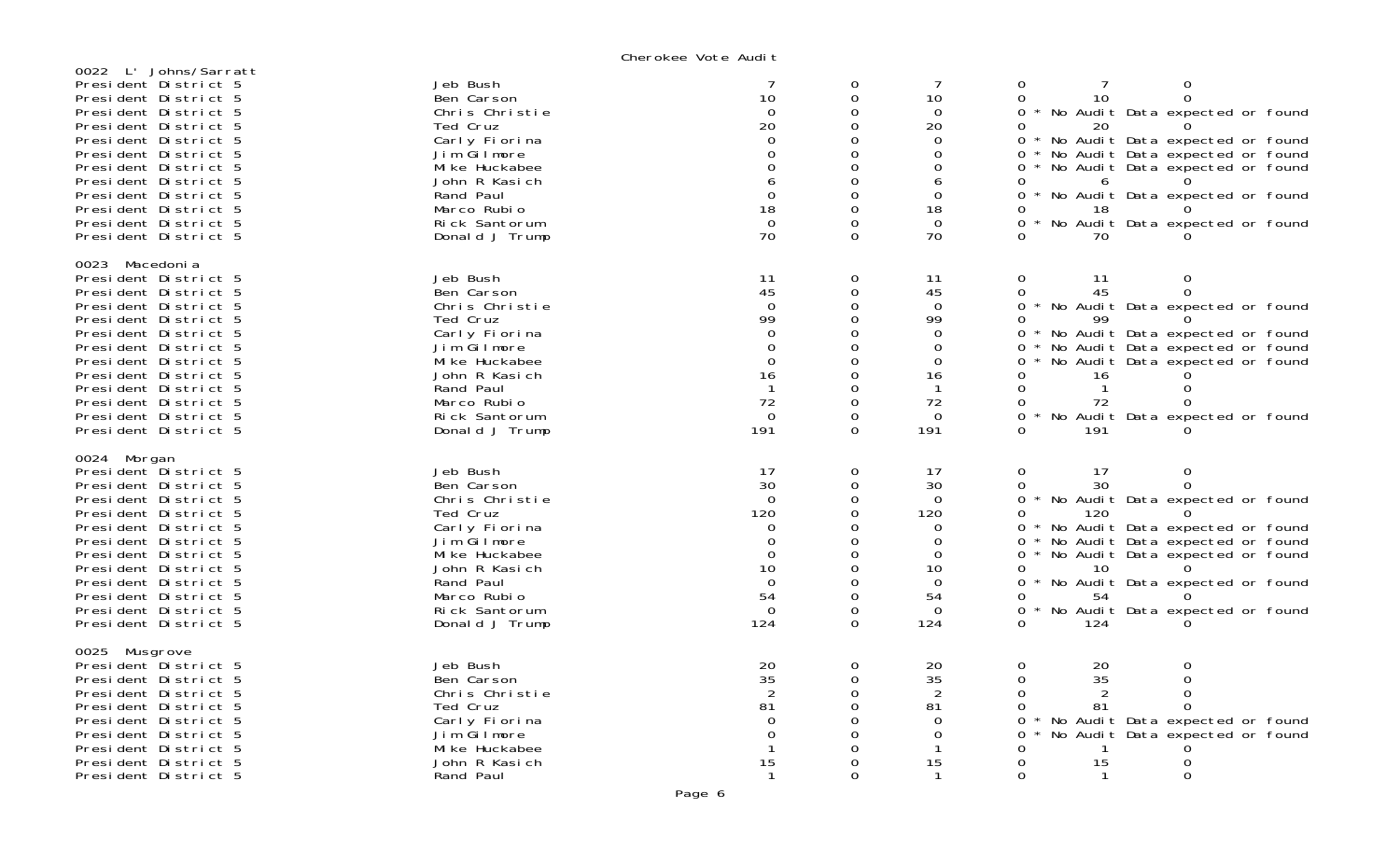Cherokee Vote Audit

**0022 L' Johns/Sarratt**

| | | | | | | | |
|---|---|---|---|---|---|---|---|
| President District 5 | Jeb Bush | 7 | 0 | 7 | 0 | 7 | 0 |
| President District 5 | Ben Carson | 10 | 0 | 10 | 0 | 10 | 0 |
| President District 5 | Chris Christie | 0 | 0 | 0 | 0 * No Audit Data expected or found | | |
| President District 5 | Ted Cruz | 20 | 0 | 20 | 0 | 20 | 0 |
| President District 5 | Carly Fiorina | 0 | 0 | 0 | 0 * No Audit Data expected or found | | |
| President District 5 | Jim Gilmore | 0 | 0 | 0 | 0 * No Audit Data expected or found | | |
| President District 5 | Mike Huckabee | 0 | 0 | 0 | 0 * No Audit Data expected or found | | |
| President District 5 | John R Kasich | 6 | 0 | 6 | 0 | 6 | 0 |
| President District 5 | Rand Paul | 0 | 0 | 0 | 0 * No Audit Data expected or found | | |
| President District 5 | Marco Rubio | 18 | 0 | 18 | 0 | 18 | 0 |
| President District 5 | Rick Santorum | 0 | 0 | 0 | 0 * No Audit Data expected or found | | |
| President District 5 | Donald J Trump | 70 | 0 | 70 | 0 | 70 | 0 |

**0023 Macedonia**

| | | | | | | | |
|---|---|---|---|---|---|---|---|
| President District 5 | Jeb Bush | 11 | 0 | 11 | 0 | 11 | 0 |
| President District 5 | Ben Carson | 45 | 0 | 45 | 0 | 45 | 0 |
| President District 5 | Chris Christie | 0 | 0 | 0 | 0 * No Audit Data expected or found | | |
| President District 5 | Ted Cruz | 99 | 0 | 99 | 0 | 99 | 0 |
| President District 5 | Carly Fiorina | 0 | 0 | 0 | 0 * No Audit Data expected or found | | |
| President District 5 | Jim Gilmore | 0 | 0 | 0 | 0 * No Audit Data expected or found | | |
| President District 5 | Mike Huckabee | 0 | 0 | 0 | 0 * No Audit Data expected or found | | |
| President District 5 | John R Kasich | 16 | 0 | 16 | 0 | 16 | 0 |
| President District 5 | Rand Paul | 1 | 0 | 1 | 0 | 1 | 0 |
| President District 5 | Marco Rubio | 72 | 0 | 72 | 0 | 72 | 0 |
| President District 5 | Rick Santorum | 0 | 0 | 0 | 0 * No Audit Data expected or found | | |
| President District 5 | Donald J Trump | 191 | 0 | 191 | 0 | 191 | 0 |

**0024 Morgan**

| | | | | | | | |
|---|---|---|---|---|---|---|---|
| President District 5 | Jeb Bush | 17 | 0 | 17 | 0 | 17 | 0 |
| President District 5 | Ben Carson | 30 | 0 | 30 | 0 | 30 | 0 |
| President District 5 | Chris Christie | 0 | 0 | 0 | 0 * No Audit Data expected or found | | |
| President District 5 | Ted Cruz | 120 | 0 | 120 | 0 | 120 | 0 |
| President District 5 | Carly Fiorina | 0 | 0 | 0 | 0 * No Audit Data expected or found | | |
| President District 5 | Jim Gilmore | 0 | 0 | 0 | 0 * No Audit Data expected or found | | |
| President District 5 | Mike Huckabee | 0 | 0 | 0 | 0 * No Audit Data expected or found | | |
| President District 5 | John R Kasich | 10 | 0 | 10 | 0 | 10 | 0 |
| President District 5 | Rand Paul | 0 | 0 | 0 | 0 * No Audit Data expected or found | | |
| President District 5 | Marco Rubio | 54 | 0 | 54 | 0 | 54 | 0 |
| President District 5 | Rick Santorum | 0 | 0 | 0 | 0 * No Audit Data expected or found | | |
| President District 5 | Donald J Trump | 124 | 0 | 124 | 0 | 124 | 0 |

**0025 Musgrove**

| | | | | | | | |
|---|---|---|---|---|---|---|---|
| President District 5 | Jeb Bush | 20 | 0 | 20 | 0 | 20 | 0 |
| President District 5 | Ben Carson | 35 | 0 | 35 | 0 | 35 | 0 |
| President District 5 | Chris Christie | 2 | 0 | 2 | 0 | 2 | 0 |
| President District 5 | Ted Cruz | 81 | 0 | 81 | 0 | 81 | 0 |
| President District 5 | Carly Fiorina | 0 | 0 | 0 | 0 * No Audit Data expected or found | | |
| President District 5 | Jim Gilmore | 0 | 0 | 0 | 0 * No Audit Data expected or found | | |
| President District 5 | Mike Huckabee | 1 | 0 | 1 | 0 | 1 | 0 |
| President District 5 | John R Kasich | 15 | 0 | 15 | 0 | 15 | 0 |
| President District 5 | Rand Paul | 1 | 0 | 1 | 0 | 1 | 0 |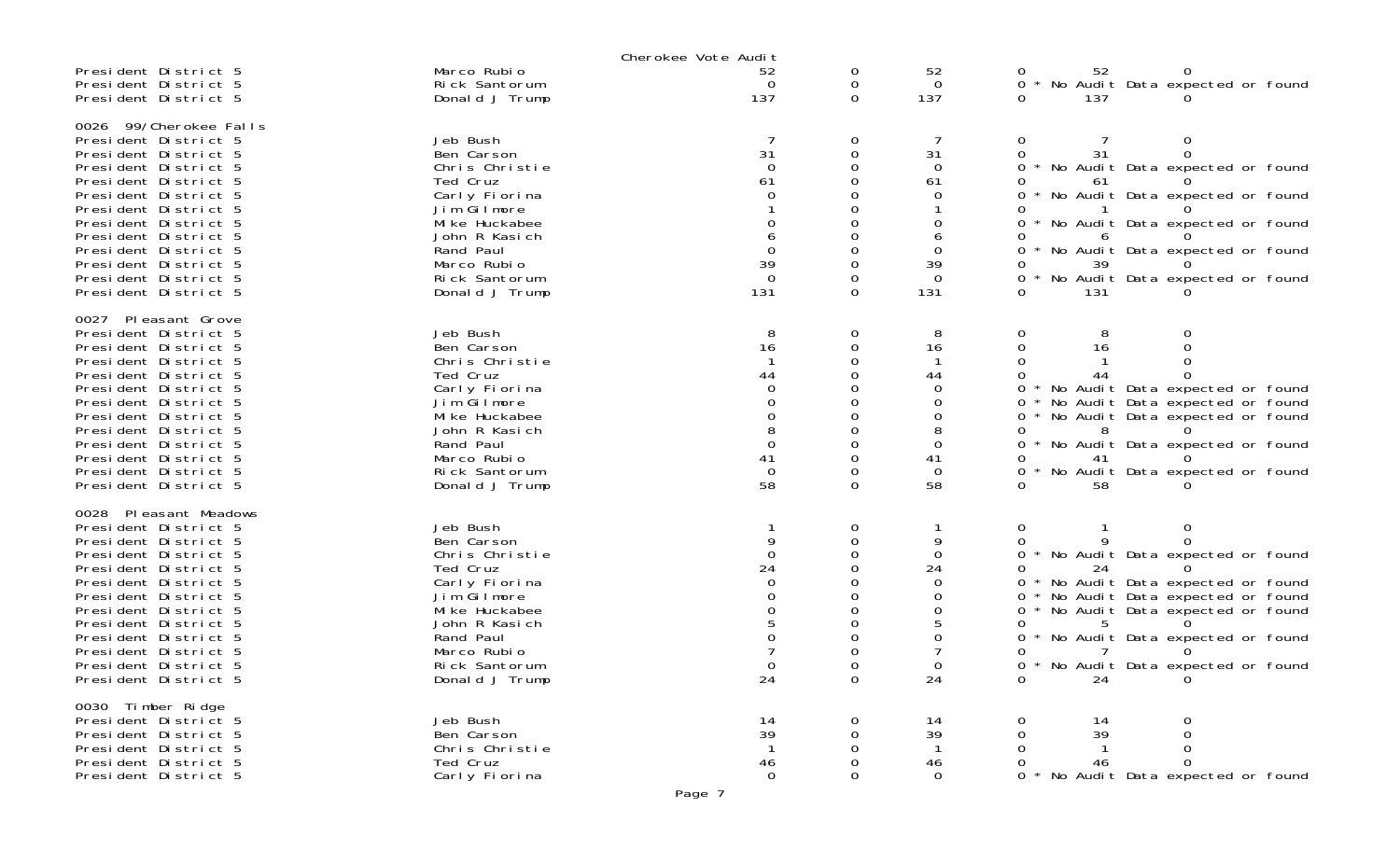Cherokee Vote Audit

| | | | | | | | |
|---|---|---|---|---|---|---|---|
| President District 5 | Marco Rubio | 52 | 0 | 52 | 0 | 52 | 0 |
| President District 5 | Rick Santorum | 0 | 0 | 0 | 0 * No Audit Data expected or found | | |
| President District 5 | Donald J Trump | 137 | 0 | 137 | 0 | 137 | 0 |

**0026 99/Cherokee Falls**

| | | | | | | | |
|---|---|---|---|---|---|---|---|
| President District 5 | Jeb Bush | 7 | 0 | 7 | 0 | 7 | 0 |
| President District 5 | Ben Carson | 31 | 0 | 31 | 0 | 31 | 0 |
| President District 5 | Chris Christie | 0 | 0 | 0 | 0 * No Audit Data expected or found | | |
| President District 5 | Ted Cruz | 61 | 0 | 61 | 0 | 61 | 0 |
| President District 5 | Carly Fiorina | 0 | 0 | 0 | 0 * No Audit Data expected or found | | |
| President District 5 | Jim Gilmore | 1 | 0 | 1 | 0 | 1 | 0 |
| President District 5 | Mike Huckabee | 0 | 0 | 0 | 0 * No Audit Data expected or found | | |
| President District 5 | John R Kasich | 6 | 0 | 6 | 0 | 6 | 0 |
| President District 5 | Rand Paul | 0 | 0 | 0 | 0 * No Audit Data expected or found | | |
| President District 5 | Marco Rubio | 39 | 0 | 39 | 0 | 39 | 0 |
| President District 5 | Rick Santorum | 0 | 0 | 0 | 0 * No Audit Data expected or found | | |
| President District 5 | Donald J Trump | 131 | 0 | 131 | 0 | 131 | 0 |

**0027 Pleasant Grove**

| | | | | | | | |
|---|---|---|---|---|---|---|---|
| President District 5 | Jeb Bush | 8 | 0 | 8 | 0 | 8 | 0 |
| President District 5 | Ben Carson | 16 | 0 | 16 | 0 | 16 | 0 |
| President District 5 | Chris Christie | 1 | 0 | 1 | 0 | 1 | 0 |
| President District 5 | Ted Cruz | 44 | 0 | 44 | 0 | 44 | 0 |
| President District 5 | Carly Fiorina | 0 | 0 | 0 | 0 * No Audit Data expected or found | | |
| President District 5 | Jim Gilmore | 0 | 0 | 0 | 0 * No Audit Data expected or found | | |
| President District 5 | Mike Huckabee | 0 | 0 | 0 | 0 * No Audit Data expected or found | | |
| President District 5 | John R Kasich | 8 | 0 | 8 | 0 | 8 | 0 |
| President District 5 | Rand Paul | 0 | 0 | 0 | 0 * No Audit Data expected or found | | |
| President District 5 | Marco Rubio | 41 | 0 | 41 | 0 | 41 | 0 |
| President District 5 | Rick Santorum | 0 | 0 | 0 | 0 * No Audit Data expected or found | | |
| President District 5 | Donald J Trump | 58 | 0 | 58 | 0 | 58 | 0 |

**0028 Pleasant Meadows**

| | | | | | | | |
|---|---|---|---|---|---|---|---|
| President District 5 | Jeb Bush | 1 | 0 | 1 | 0 | 1 | 0 |
| President District 5 | Ben Carson | 9 | 0 | 9 | 0 | 9 | 0 |
| President District 5 | Chris Christie | 0 | 0 | 0 | 0 * No Audit Data expected or found | | |
| President District 5 | Ted Cruz | 24 | 0 | 24 | 0 | 24 | 0 |
| President District 5 | Carly Fiorina | 0 | 0 | 0 | 0 * No Audit Data expected or found | | |
| President District 5 | Jim Gilmore | 0 | 0 | 0 | 0 * No Audit Data expected or found | | |
| President District 5 | Mike Huckabee | 0 | 0 | 0 | 0 * No Audit Data expected or found | | |
| President District 5 | John R Kasich | 5 | 0 | 5 | 0 | 5 | 0 |
| President District 5 | Rand Paul | 0 | 0 | 0 | 0 * No Audit Data expected or found | | |
| President District 5 | Marco Rubio | 7 | 0 | 7 | 0 | 7 | 0 |
| President District 5 | Rick Santorum | 0 | 0 | 0 | 0 * No Audit Data expected or found | | |
| President District 5 | Donald J Trump | 24 | 0 | 24 | 0 | 24 | 0 |

**0030 Timber Ridge**

| | | | | | | | |
|---|---|---|---|---|---|---|---|
| President District 5 | Jeb Bush | 14 | 0 | 14 | 0 | 14 | 0 |
| President District 5 | Ben Carson | 39 | 0 | 39 | 0 | 39 | 0 |
| President District 5 | Chris Christie | 1 | 0 | 1 | 0 | 1 | 0 |
| President District 5 | Ted Cruz | 46 | 0 | 46 | 0 | 46 | 0 |
| President District 5 | Carly Fiorina | 0 | 0 | 0 | 0 * No Audit Data expected or found | | |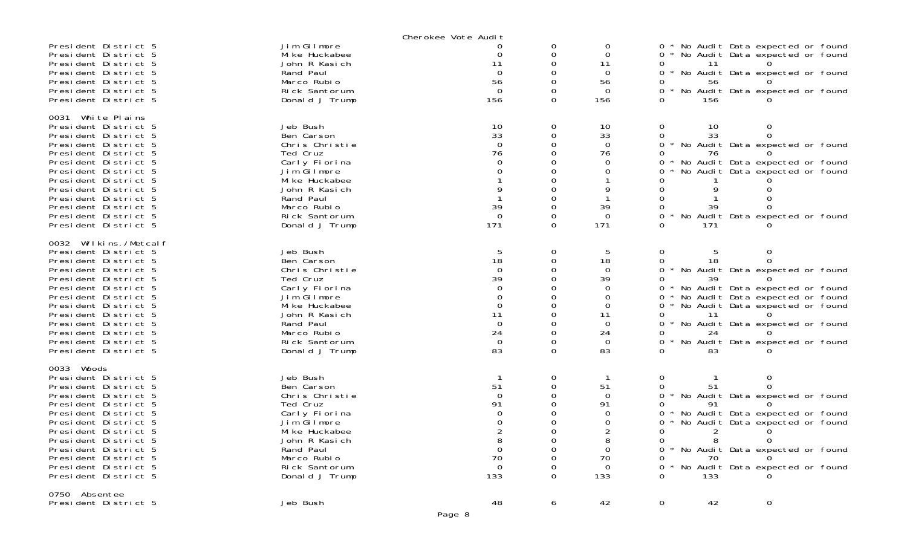Cherokee Vote Audit

| Contest | Candidate | | | | | | |
|---|---|---|---|---|---|---|---|
| President District 5 | Jim Gilmore | 0 | 0 | 0 | 0 * No Audit Data expected or found | | |
| President District 5 | Mike Huckabee | 0 | 0 | 0 | 0 * No Audit Data expected or found | | |
| President District 5 | John R Kasich | 11 | 0 | 11 | 0 | 11 | 0 |
| President District 5 | Rand Paul | 0 | 0 | 0 | 0 * No Audit Data expected or found | | |
| President District 5 | Marco Rubio | 56 | 0 | 56 | 0 | 56 | 0 |
| President District 5 | Rick Santorum | 0 | 0 | 0 | 0 * No Audit Data expected or found | | |
| President District 5 | Donald J Trump | 156 | 0 | 156 | 0 | 156 | 0 |
| **0031 White Plains** | | | | | | | |
| President District 5 | Jeb Bush | 10 | 0 | 10 | 0 | 10 | 0 |
| President District 5 | Ben Carson | 33 | 0 | 33 | 0 | 33 | 0 |
| President District 5 | Chris Christie | 0 | 0 | 0 | 0 * No Audit Data expected or found | | |
| President District 5 | Ted Cruz | 76 | 0 | 76 | 0 | 76 | 0 |
| President District 5 | Carly Fiorina | 0 | 0 | 0 | 0 * No Audit Data expected or found | | |
| President District 5 | Jim Gilmore | 0 | 0 | 0 | 0 * No Audit Data expected or found | | |
| President District 5 | Mike Huckabee | 1 | 0 | 1 | 0 | 1 | 0 |
| President District 5 | John R Kasich | 9 | 0 | 9 | 0 | 9 | 0 |
| President District 5 | Rand Paul | 1 | 0 | 1 | 0 | 1 | 0 |
| President District 5 | Marco Rubio | 39 | 0 | 39 | 0 | 39 | 0 |
| President District 5 | Rick Santorum | 0 | 0 | 0 | 0 * No Audit Data expected or found | | |
| President District 5 | Donald J Trump | 171 | 0 | 171 | 0 | 171 | 0 |
| **0032 Wilkins./Metcalf** | | | | | | | |
| President District 5 | Jeb Bush | 5 | 0 | 5 | 0 | 5 | 0 |
| President District 5 | Ben Carson | 18 | 0 | 18 | 0 | 18 | 0 |
| President District 5 | Chris Christie | 0 | 0 | 0 | 0 * No Audit Data expected or found | | |
| President District 5 | Ted Cruz | 39 | 0 | 39 | 0 | 39 | 0 |
| President District 5 | Carly Fiorina | 0 | 0 | 0 | 0 * No Audit Data expected or found | | |
| President District 5 | Jim Gilmore | 0 | 0 | 0 | 0 * No Audit Data expected or found | | |
| President District 5 | Mike Huckabee | 0 | 0 | 0 | 0 * No Audit Data expected or found | | |
| President District 5 | John R Kasich | 11 | 0 | 11 | 0 | 11 | 0 |
| President District 5 | Rand Paul | 0 | 0 | 0 | 0 * No Audit Data expected or found | | |
| President District 5 | Marco Rubio | 24 | 0 | 24 | 0 | 24 | 0 |
| President District 5 | Rick Santorum | 0 | 0 | 0 | 0 * No Audit Data expected or found | | |
| President District 5 | Donald J Trump | 83 | 0 | 83 | 0 | 83 | 0 |
| **0033 Woods** | | | | | | | |
| President District 5 | Jeb Bush | 1 | 0 | 1 | 0 | 1 | 0 |
| President District 5 | Ben Carson | 51 | 0 | 51 | 0 | 51 | 0 |
| President District 5 | Chris Christie | 0 | 0 | 0 | 0 * No Audit Data expected or found | | |
| President District 5 | Ted Cruz | 91 | 0 | 91 | 0 | 91 | 0 |
| President District 5 | Carly Fiorina | 0 | 0 | 0 | 0 * No Audit Data expected or found | | |
| President District 5 | Jim Gilmore | 0 | 0 | 0 | 0 * No Audit Data expected or found | | |
| President District 5 | Mike Huckabee | 2 | 0 | 2 | 0 | 2 | 0 |
| President District 5 | John R Kasich | 8 | 0 | 8 | 0 | 8 | 0 |
| President District 5 | Rand Paul | 0 | 0 | 0 | 0 * No Audit Data expected or found | | |
| President District 5 | Marco Rubio | 70 | 0 | 70 | 0 | 70 | 0 |
| President District 5 | Rick Santorum | 0 | 0 | 0 | 0 * No Audit Data expected or found | | |
| President District 5 | Donald J Trump | 133 | 0 | 133 | 0 | 133 | 0 |
| **0750 Absentee** | | | | | | | |
| President District 5 | Jeb Bush | 48 | 6 | 42 | 0 | 42 | 0 |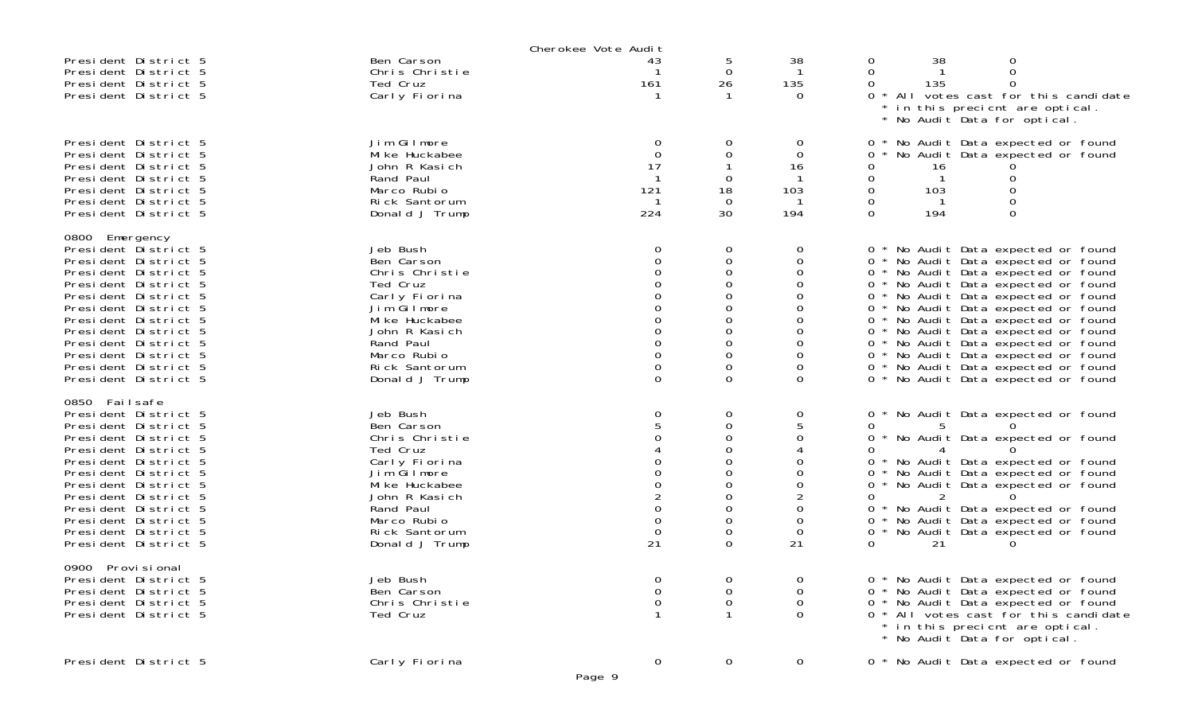Cherokee Vote Audit

| | | | | | | | |
|---|---|---|---|---|---|---|---|
| President District 5 | Ben Carson | 43 | 5 | 38 | 0 | 38 | 0 |
| President District 5 | Chris Christie | 1 | 0 | 1 | 0 | 1 | 0 |
| President District 5 | Ted Cruz | 161 | 26 | 135 | 0 | 135 | 0 |
| President District 5 | Carly Fiorina | 1 | 1 | 0 | 0 * All votes cast for this candidate * in this precicnt are optical. * No Audit Data for optical. | | |
| President District 5 | Jim Gilmore | 0 | 0 | 0 | 0 * No Audit Data expected or found | | |
| President District 5 | Mike Huckabee | 0 | 0 | 0 | 0 * No Audit Data expected or found | | |
| President District 5 | John R Kasich | 17 | 1 | 16 | 0 | 16 | 0 |
| President District 5 | Rand Paul | 1 | 0 | 1 | 0 | 1 | 0 |
| President District 5 | Marco Rubio | 121 | 18 | 103 | 0 | 103 | 0 |
| President District 5 | Rick Santorum | 1 | 0 | 1 | 0 | 1 | 0 |
| President District 5 | Donald J Trump | 224 | 30 | 194 | 0 | 194 | 0 |
| **0800 Emergency** | | | | | | | |
| President District 5 | Jeb Bush | 0 | 0 | 0 | 0 * No Audit Data expected or found | | |
| President District 5 | Ben Carson | 0 | 0 | 0 | 0 * No Audit Data expected or found | | |
| President District 5 | Chris Christie | 0 | 0 | 0 | 0 * No Audit Data expected or found | | |
| President District 5 | Ted Cruz | 0 | 0 | 0 | 0 * No Audit Data expected or found | | |
| President District 5 | Carly Fiorina | 0 | 0 | 0 | 0 * No Audit Data expected or found | | |
| President District 5 | Jim Gilmore | 0 | 0 | 0 | 0 * No Audit Data expected or found | | |
| President District 5 | Mike Huckabee | 0 | 0 | 0 | 0 * No Audit Data expected or found | | |
| President District 5 | John R Kasich | 0 | 0 | 0 | 0 * No Audit Data expected or found | | |
| President District 5 | Rand Paul | 0 | 0 | 0 | 0 * No Audit Data expected or found | | |
| President District 5 | Marco Rubio | 0 | 0 | 0 | 0 * No Audit Data expected or found | | |
| President District 5 | Rick Santorum | 0 | 0 | 0 | 0 * No Audit Data expected or found | | |
| President District 5 | Donald J Trump | 0 | 0 | 0 | 0 * No Audit Data expected or found | | |
| **0850 Failsafe** | | | | | | | |
| President District 5 | Jeb Bush | 0 | 0 | 0 | 0 * No Audit Data expected or found | | |
| President District 5 | Ben Carson | 5 | 0 | 5 | 0 | 5 | 0 |
| President District 5 | Chris Christie | 0 | 0 | 0 | 0 * No Audit Data expected or found | | |
| President District 5 | Ted Cruz | 4 | 0 | 4 | 0 | 4 | 0 |
| President District 5 | Carly Fiorina | 0 | 0 | 0 | 0 * No Audit Data expected or found | | |
| President District 5 | Jim Gilmore | 0 | 0 | 0 | 0 * No Audit Data expected or found | | |
| President District 5 | Mike Huckabee | 0 | 0 | 0 | 0 * No Audit Data expected or found | | |
| President District 5 | John R Kasich | 2 | 0 | 2 | 0 | 2 | 0 |
| President District 5 | Rand Paul | 0 | 0 | 0 | 0 * No Audit Data expected or found | | |
| President District 5 | Marco Rubio | 0 | 0 | 0 | 0 * No Audit Data expected or found | | |
| President District 5 | Rick Santorum | 0 | 0 | 0 | 0 * No Audit Data expected or found | | |
| President District 5 | Donald J Trump | 21 | 0 | 21 | 0 | 21 | 0 |
| **0900 Provisional** | | | | | | | |
| President District 5 | Jeb Bush | 0 | 0 | 0 | 0 * No Audit Data expected or found | | |
| President District 5 | Ben Carson | 0 | 0 | 0 | 0 * No Audit Data expected or found | | |
| President District 5 | Chris Christie | 0 | 0 | 0 | 0 * No Audit Data expected or found | | |
| President District 5 | Ted Cruz | 1 | 1 | 0 | 0 * All votes cast for this candidate * in this precicnt are optical. * No Audit Data for optical. | | |
| President District 5 | Carly Fiorina | 0 | 0 | 0 | 0 * No Audit Data expected or found | | |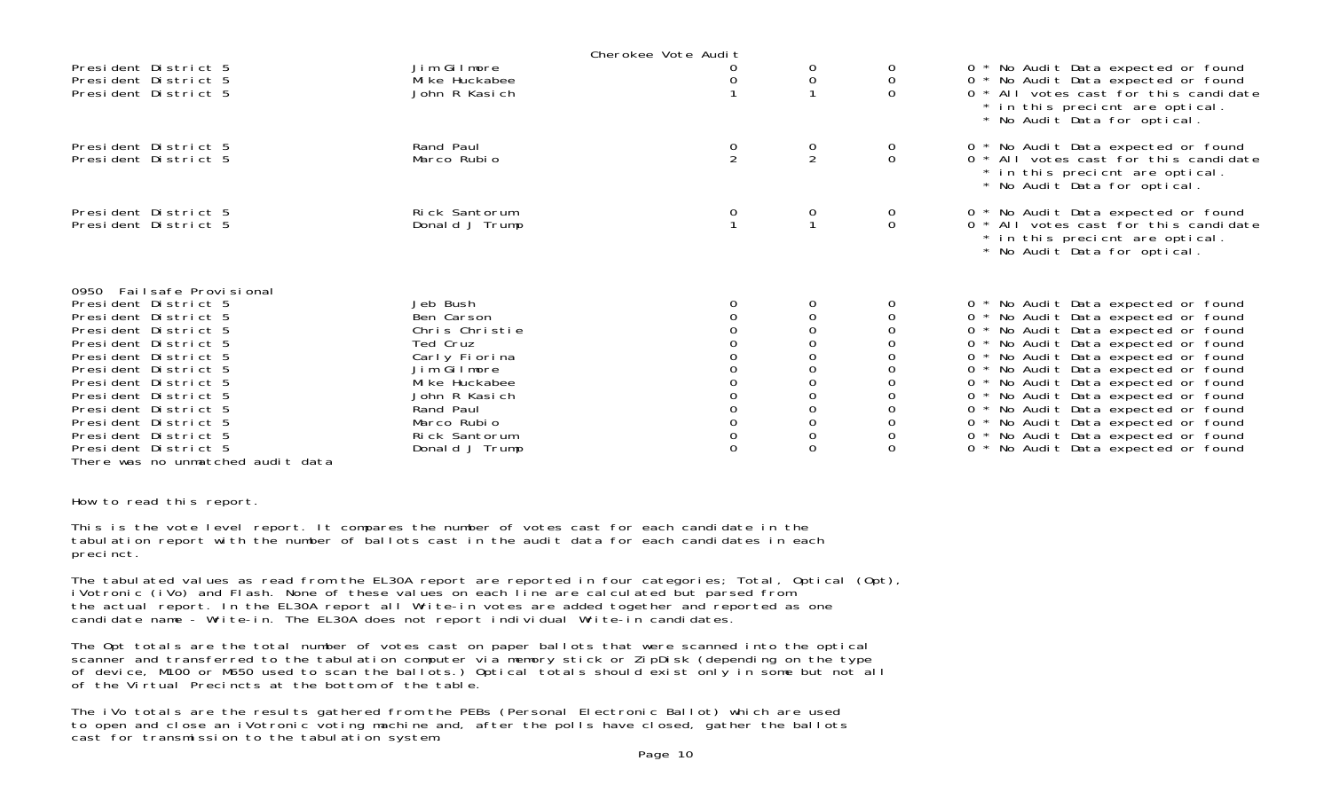Cherokee Vote Audit

| | | | | | |
|---|---|---|---|---|---|
| President District 5 | Jim Gilmore | 0 | 0 | 0 | 0 * No Audit Data expected or found |
| President District 5 | Mike Huckabee | 0 | 0 | 0 | 0 * No Audit Data expected or found |
| President District 5 | John R Kasich | 1 | 1 | 0 | 0 * All votes cast for this candidate * in this precicnt are optical. * No Audit Data for optical. |
| President District 5 | Rand Paul | 0 | 0 | 0 | 0 * No Audit Data expected or found |
| President District 5 | Marco Rubio | 2 | 2 | 0 | 0 * All votes cast for this candidate * in this precicnt are optical. * No Audit Data for optical. |
| President District 5 | Rick Santorum | 0 | 0 | 0 | 0 * No Audit Data expected or found |
| President District 5 | Donald J Trump | 1 | 1 | 0 | 0 * All votes cast for this candidate * in this precicnt are optical. * No Audit Data for optical. |

0950 Failsafe Provisional

| | | | | | |
|---|---|---|---|---|---|
| President District 5 | Jeb Bush | 0 | 0 | 0 | 0 * No Audit Data expected or found |
| President District 5 | Ben Carson | 0 | 0 | 0 | 0 * No Audit Data expected or found |
| President District 5 | Chris Christie | 0 | 0 | 0 | 0 * No Audit Data expected or found |
| President District 5 | Ted Cruz | 0 | 0 | 0 | 0 * No Audit Data expected or found |
| President District 5 | Carly Fiorina | 0 | 0 | 0 | 0 * No Audit Data expected or found |
| President District 5 | Jim Gilmore | 0 | 0 | 0 | 0 * No Audit Data expected or found |
| President District 5 | Mike Huckabee | 0 | 0 | 0 | 0 * No Audit Data expected or found |
| President District 5 | John R Kasich | 0 | 0 | 0 | 0 * No Audit Data expected or found |
| President District 5 | Rand Paul | 0 | 0 | 0 | 0 * No Audit Data expected or found |
| President District 5 | Marco Rubio | 0 | 0 | 0 | 0 * No Audit Data expected or found |
| President District 5 | Rick Santorum | 0 | 0 | 0 | 0 * No Audit Data expected or found |
| President District 5 | Donald J Trump | 0 | 0 | 0 | 0 * No Audit Data expected or found |

There was no unmatched audit data

How to read this report.

This is the vote level report. It compares the number of votes cast for each candidate in the tabulation report with the number of ballots cast in the audit data for each candidates in each precinct.

The tabulated values as read from the EL30A report are reported in four categories; Total, Optical (Opt), iVotronic (iVo) and Flash. None of these values on each line are calculated but parsed from the actual report. In the EL30A report all Write-in votes are added together and reported as one candidate name - Write-in. The EL30A does not report individual Write-in candidates.

The Opt totals are the total number of votes cast on paper ballots that were scanned into the optical scanner and transferred to the tabulation computer via memory stick or ZipDisk (depending on the type of device, M100 or M650 used to scan the ballots.) Optical totals should exist only in some but not all of the Virtual Precincts at the bottom of the table.

The iVo totals are the results gathered from the PEBs (Personal Electronic Ballot) which are used to open and close an iVotronic voting machine and, after the polls have closed, gather the ballots cast for transmission to the tabulation system.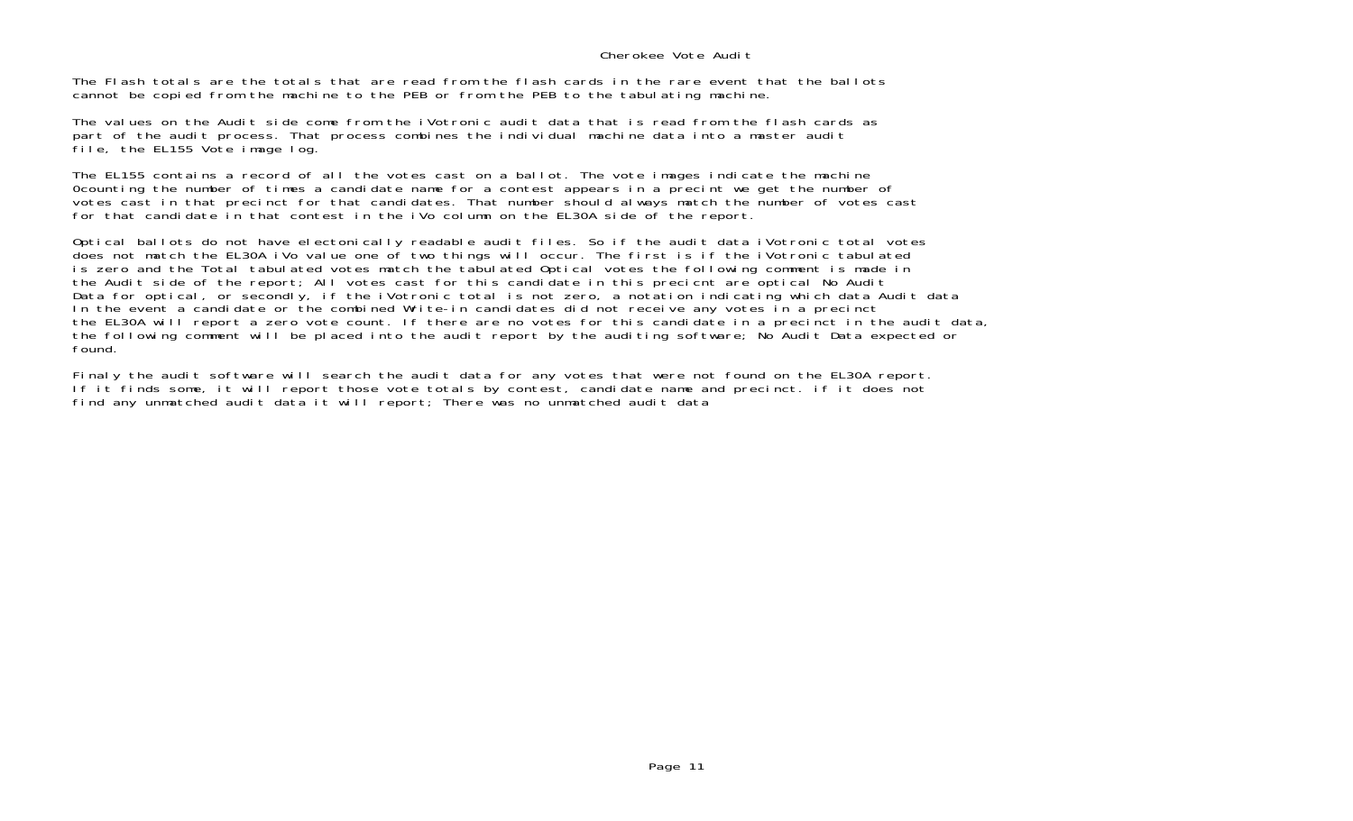# Cherokee Vote Audit

The Flash totals are the totals that are read from the flash cards in the rare event that the ballots cannot be copied from the machine to the PEB or from the PEB to the tabulating machine.

The values on the Audit side come from the iVotronic audit data that is read from the flash cards as part of the audit process. That process combines the individual machine data into a master audit file, the EL155 Vote image log.

The EL155 contains a record of all the votes cast on a ballot. The vote images indicate the machine 0counting the number of times a candidate name for a contest appears in a precint we get the number of votes cast in that precinct for that candidates. That number should always match the number of votes cast for that candidate in that contest in the iVo column on the EL30A side of the report.

Optical ballots do not have electonically readable audit files. So if the audit data iVotronic total votes does not match the EL30A iVo value one of two things will occur. The first is if the iVotronic tabulated is zero and the Total tabulated votes match the tabulated Optical votes the following comment is made in the Audit side of the report; All votes cast for this candidate in this precicnt are optical No Audit Data for optical, or secondly, if the iVotronic total is not zero, a notation indicating which data Audit data In the event a candidate or the combined Write-in candidates did not receive any votes in a precinct the EL30A will report a zero vote count. If there are no votes for this candidate in a precinct in the audit data, the following comment will be placed into the audit report by the auditing software; No Audit Data expected or found.

Finaly the audit software will search the audit data for any votes that were not found on the EL30A report. If it finds some, it will report those vote totals by contest, candidate name and precinct. if it does not find any unmatched audit data it will report; There was no unmatched audit data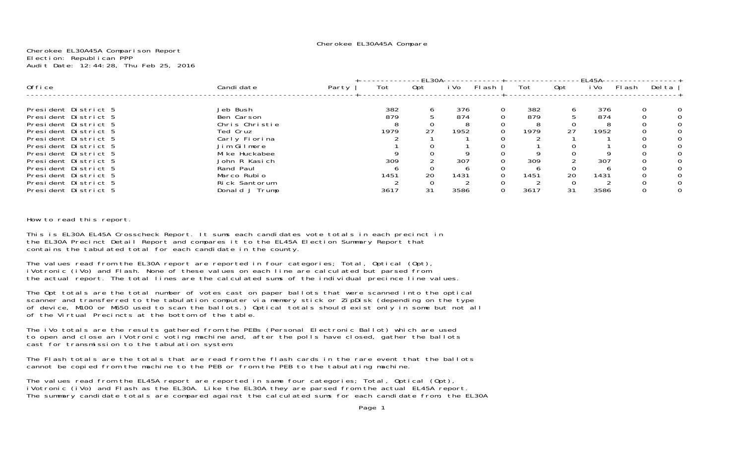Cherokee EL30A45A Compare

Cherokee EL30A45A Comparison Report
Election: Republican PPP
Audit Date: 12:44:28, Thu Feb 25, 2016

| Office | Candidate | Party | EL30A Tot | EL30A Opt | EL30A iVo | EL30A Flash | EL45A Tot | EL45A Opt | EL45A iVo | EL45A Flash | Delta |
|---|---|---|---|---|---|---|---|---|---|---|---|
| President District 5 | Jeb Bush | | 382 | 6 | 376 | 0 | 382 | 6 | 376 | 0 | 0 |
| President District 5 | Ben Carson | | 879 | 5 | 874 | 0 | 879 | 5 | 874 | 0 | 0 |
| President District 5 | Chris Christie | | 8 | 0 | 8 | 0 | 8 | 0 | 8 | 0 | 0 |
| President District 5 | Ted Cruz | | 1979 | 27 | 1952 | 0 | 1979 | 27 | 1952 | 0 | 0 |
| President District 5 | Carly Fiorina | | 2 | 1 | 1 | 0 | 2 | 1 | 1 | 0 | 0 |
| President District 5 | Jim Gilmore | | 1 | 0 | 1 | 0 | 1 | 0 | 1 | 0 | 0 |
| President District 5 | Mike Huckabee | | 9 | 0 | 9 | 0 | 9 | 0 | 9 | 0 | 0 |
| President District 5 | John R Kasich | | 309 | 2 | 307 | 0 | 309 | 2 | 307 | 0 | 0 |
| President District 5 | Rand Paul | | 6 | 0 | 6 | 0 | 6 | 0 | 6 | 0 | 0 |
| President District 5 | Marco Rubio | | 1451 | 20 | 1431 | 0 | 1451 | 20 | 1431 | 0 | 0 |
| President District 5 | Rick Santorum | | 2 | 0 | 2 | 0 | 2 | 0 | 2 | 0 | 0 |
| President District 5 | Donald J Trump | | 3617 | 31 | 3586 | 0 | 3617 | 31 | 3586 | 0 | 0 |

How to read this report.

This is EL30A EL45A Crosscheck Report. It sums each candidates vote totals in each precinct in the EL30A Precinct Detail Report and compares it to the EL45A Election Summary Report that contains the tabulated total for each candidate in the county.

The values read from the EL30A report are reported in four categories; Total, Optical (Opt), iVotronic (iVo) and Flash. None of these values on each line are calculated but parsed from the actual report. The total lines are the calculated sums of the individual precince line values.

The Opt totals are the total number of votes cast on paper ballots that were scanned into the optical scanner and transferred to the tabulation computer via memory stick or ZipDisk (depending on the type of device, M100 or M650 used to scan the ballots.) Optical totals should exist only in some but not all of the Virtual Precincts at the bottom of the table.

The iVo totals are the results gathered from the PEBs (Personal Electronic Ballot) which are used to open and close an iVotronic voting machine and, after the polls have closed, gather the ballots cast for transmission to the tabulation system.

The Flash totals are the totals that are read from the flash cards in the rare event that the ballots cannot be copied from the machine to the PEB or from the PEB to the tabulating machine.

The values read from the EL45A report are reported in same four categories; Total, Optical (Opt), iVotronic (iVo) and Flash as the EL30A. Like the EL30A they are parsed from the actual EL45A report. The summary candidate totals are compared against the calculated sums for each candidate from, the EL30A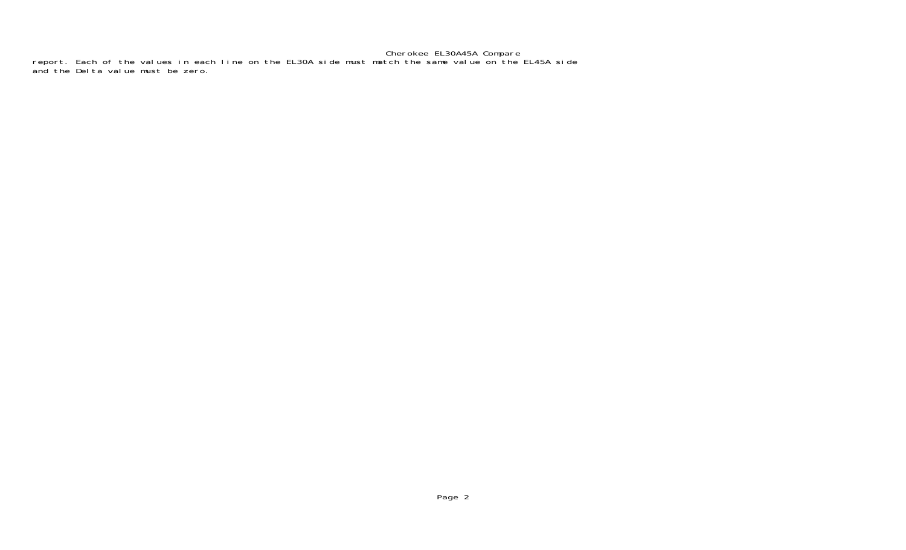report. Each of the values in each line on the EL30A side must match the same value on the EL45A side and the Delta value must be zero.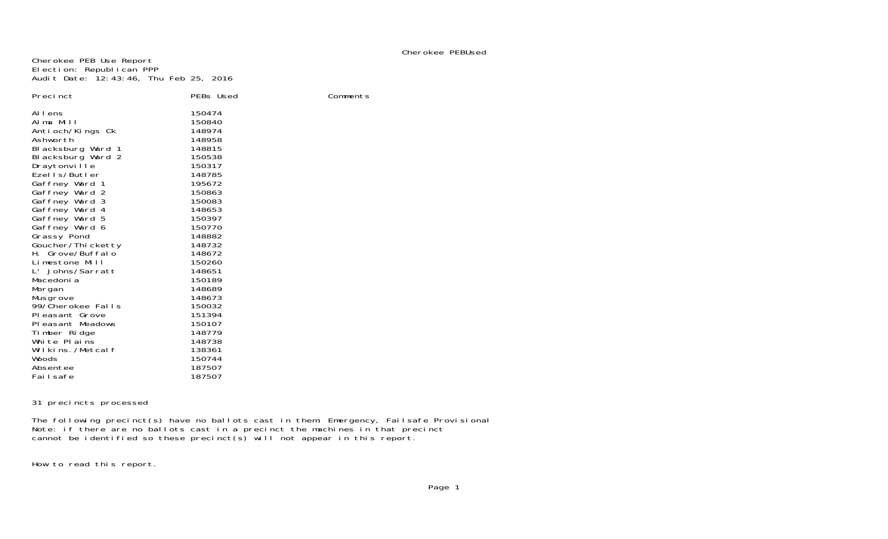Cherokee PEB Use Report
Election: Republican PPP
Audit Date: 12:43:46, Thu Feb 25, 2016

| Precinct | PEBs Used | Comments |
|---|---|---|
| Allens | 150474 | |
| Alma Mill | 150840 | |
| Antioch/Kings Ck | 148974 | |
| Ashworth | 148958 | |
| Blacksburg Ward 1 | 148815 | |
| Blacksburg Ward 2 | 150538 | |
| Draytonville | 150317 | |
| Ezells/Butler | 148785 | |
| Gaffney Ward 1 | 195672 | |
| Gaffney Ward 2 | 150863 | |
| Gaffney Ward 3 | 150083 | |
| Gaffney Ward 4 | 148653 | |
| Gaffney Ward 5 | 150397 | |
| Gaffney Ward 6 | 150770 | |
| Grassy Pond | 148882 | |
| Goucher/Thicketty | 148732 | |
| H. Grove/Buffalo | 148672 | |
| Limestone Mill | 150260 | |
| L' Johns/Sarratt | 148651 | |
| Macedonia | 150189 | |
| Morgan | 148689 | |
| Musgrove | 148673 | |
| 99/Cherokee Falls | 150032 | |
| Pleasant Grove | 151394 | |
| Pleasant Meadows | 150107 | |
| Timber Ridge | 148779 | |
| White Plains | 148738 | |
| Wilkins./Metcalf | 138361 | |
| Woods | 150744 | |
| Absentee | 187507 | |
| Failsafe | 187507 | |

31 precincts processed

The following precinct(s) have no ballots cast in them: Emergency, Failsafe Provisional
Note: if there are no ballots cast in a precinct the machines in that precinct
cannot be identified so these precinct(s) will not appear in this report.

How to read this report.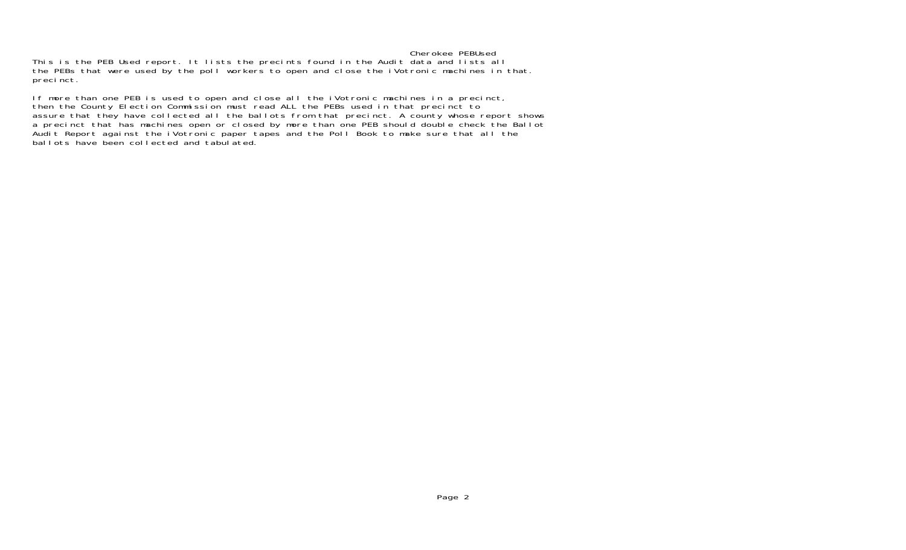Cherokee PEBUsed

This is the PEB Used report. It lists the precints found in the Audit data and lists all the PEBs that were used by the poll workers to open and close the iVotronic machines in that. precinct.

If more than one PEB is used to open and close all the iVotronic machines in a precinct, then the County Election Commission must read ALL the PEBs used in that precinct to assure that they have collected all the ballots from that precinct. A county whose report shows a precinct that has machines open or closed by more than one PEB should double check the Ballot Audit Report against the iVotronic paper tapes and the Poll Book to make sure that all the ballots have been collected and tabulated.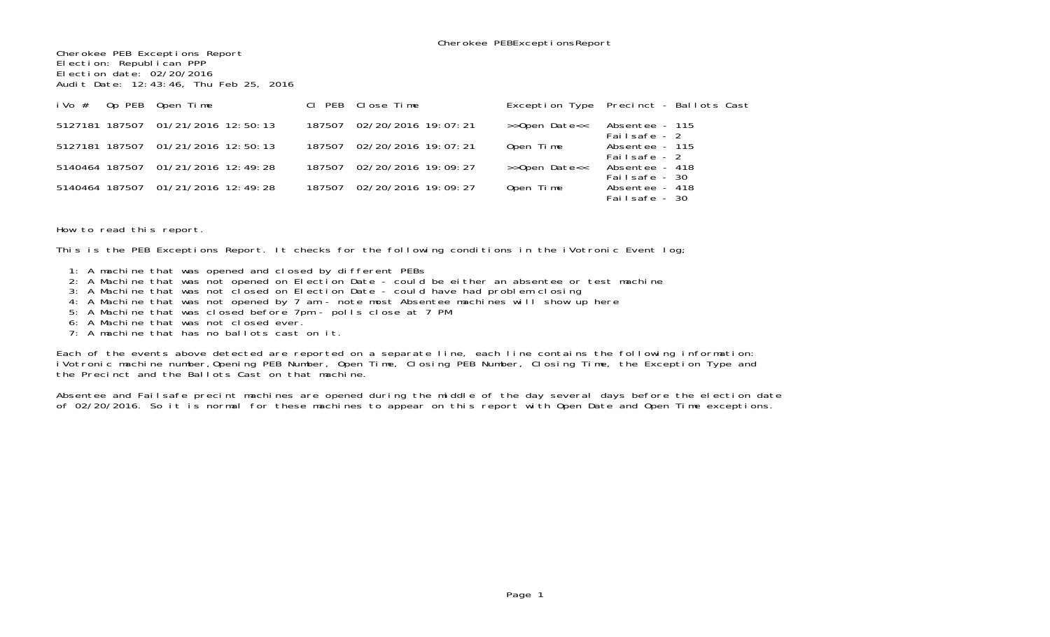Cherokee PEB Exceptions Report
Election: Republican PPP
Election date: 02/20/2016
Audit Date: 12:43:46, Thu Feb 25, 2016

| iVo # | Op PEB | Open Time | Cl PEB | Close Time | Exception Type | Precinct - Ballots Cast |
|---|---|---|---|---|---|---|
| 5127181 | 187507 | 01/21/2016 12:50:13 | 187507 | 02/20/2016 19:07:21 | >>Open Date<< | Absentee - 115<br>Failsafe - 2 |
| 5127181 | 187507 | 01/21/2016 12:50:13 | 187507 | 02/20/2016 19:07:21 | Open Time | Absentee - 115<br>Failsafe - 2 |
| 5140464 | 187507 | 01/21/2016 12:49:28 | 187507 | 02/20/2016 19:09:27 | >>Open Date<< | Absentee - 418<br>Failsafe - 30 |
| 5140464 | 187507 | 01/21/2016 12:49:28 | 187507 | 02/20/2016 19:09:27 | Open Time | Absentee - 418<br>Failsafe - 30 |

How to read this report.

This is the PEB Exceptions Report. It checks for the following conditions in the iVotronic Event log;

1: A machine that was opened and closed by different PEBs
2: A Machine that was not opened on Election Date - could be either an absentee or test machine
3: A Machine that was not closed on Election Date - could have had problem closing
4: A Machine that was not opened by 7 am - note most Absentee machines will show up here
5: A Machine that was closed before 7pm - polls close at 7 PM
6: A Machine that was not closed ever.
7: A machine that has no ballots cast on it.

Each of the events above detected are reported on a separate line, each line contains the following information: iVotronic machine number,Opening PEB Number, Open Time, Closing PEB Number, Closing Time, the Exception Type and the Precinct and the Ballots Cast on that machine.

Absentee and Failsafe precint machines are opened during the middle of the day several days before the election date of 02/20/2016. So it is normal for these machines to appear on this report with Open Date and Open Time exceptions.